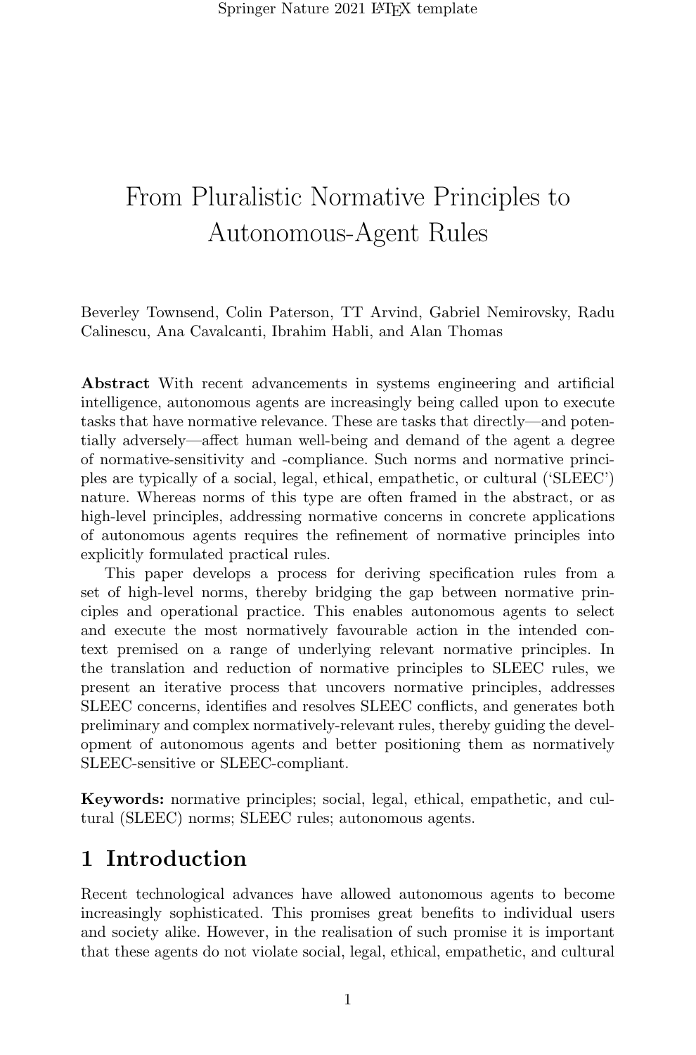# From Pluralistic Normative Principles to Autonomous-Agent Rules

Beverley Townsend, Colin Paterson, TT Arvind, Gabriel Nemirovsky, Radu Calinescu, Ana Cavalcanti, Ibrahim Habli, and Alan Thomas

**Abstract** With recent advancements in systems engineering and artificial intelligence, autonomous agents are increasingly being called upon to execute tasks that have normative relevance. These are tasks that directly—and potentially adversely—affect human well-being and demand of the agent a degree of normative-sensitivity and -compliance. Such norms and normative principles are typically of a social, legal, ethical, empathetic, or cultural ('SLEEC') nature. Whereas norms of this type are often framed in the abstract, or as high-level principles, addressing normative concerns in concrete applications of autonomous agents requires the refinement of normative principles into explicitly formulated practical rules.

This paper develops a process for deriving specification rules from a set of high-level norms, thereby bridging the gap between normative principles and operational practice. This enables autonomous agents to select and execute the most normatively favourable action in the intended context premised on a range of underlying relevant normative principles. In the translation and reduction of normative principles to SLEEC rules, we present an iterative process that uncovers normative principles, addresses SLEEC concerns, identifies and resolves SLEEC conflicts, and generates both preliminary and complex normatively-relevant rules, thereby guiding the development of autonomous agents and better positioning them as normatively SLEEC-sensitive or SLEEC-compliant.

**Keywords:** normative principles; social, legal, ethical, empathetic, and cultural (SLEEC) norms; SLEEC rules; autonomous agents.

## 1 Introduction

Recent technological advances have allowed autonomous agents to become increasingly sophisticated. This promises great benefits to individual users and society alike. However, in the realisation of such promise it is important that these agents do not violate social, legal, ethical, empathetic, and cultural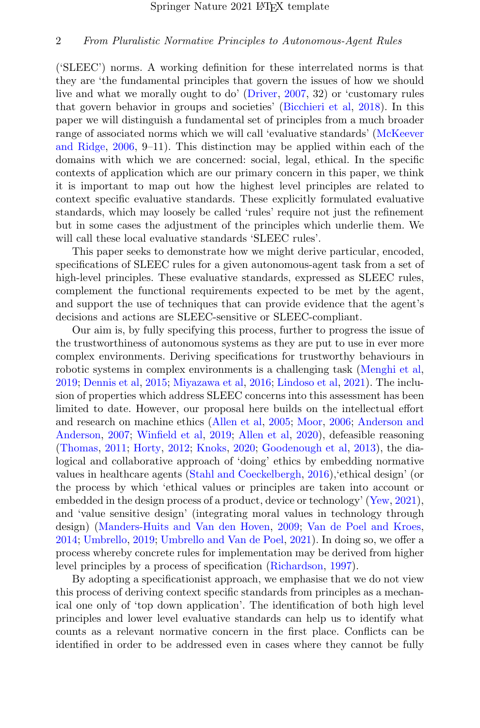('SLEEC') norms. A working definition for these interrelated norms is that they are 'the fundamental principles that govern the issues of how we should live and what we morally ought to do' (Driver, 2007, 32) or 'customary rules that govern behavior in groups and societies' (Bicchieri et al, 2018). In this paper we will distinguish a fundamental set of principles from a much broader range of associated norms which we will call 'evaluative standards' (McKeever and Ridge, 2006, 9–11). This distinction may be applied within each of the domains with which we are concerned: social, legal, ethical. In the specific contexts of application which are our primary concern in this paper, we think it is important to map out how the highest level principles are related to context specific evaluative standards. These explicitly formulated evaluative standards, which may loosely be called 'rules' require not just the refinement but in some cases the adjustment of the principles which underlie them. We will call these local evaluative standards 'SLEEC rules'.

This paper seeks to demonstrate how we might derive particular, encoded, specifications of SLEEC rules for a given autonomous-agent task from a set of high-level principles. These evaluative standards, expressed as SLEEC rules, complement the functional requirements expected to be met by the agent, and support the use of techniques that can provide evidence that the agent's decisions and actions are SLEEC-sensitive or SLEEC-compliant.

Our aim is, by fully specifying this process, further to progress the issue of the trustworthiness of autonomous systems as they are put to use in ever more complex environments. Deriving specifications for trustworthy behaviours in robotic systems in complex environments is a challenging task (Menghi et al, 2019; Dennis et al, 2015; Miyazawa et al, 2016; Lindoso et al, 2021). The inclusion of properties which address SLEEC concerns into this assessment has been limited to date. However, our proposal here builds on the intellectual effort and research on machine ethics (Allen et al, 2005; Moor, 2006; Anderson and Anderson, 2007; Winfield et al, 2019; Allen et al, 2020), defeasible reasoning (Thomas, 2011; Horty, 2012; Knoks, 2020; Goodenough et al, 2013), the dialogical and collaborative approach of 'doing' ethics by embedding normative values in healthcare agents (Stahl and Coeckelbergh, 2016),'ethical design' (or the process by which 'ethical values or principles are taken into account or embedded in the design process of a product, device or technology' (Yew, 2021), and 'value sensitive design' (integrating moral values in technology through design) (Manders-Huits and Van den Hoven, 2009; Van de Poel and Kroes, 2014; Umbrello, 2019; Umbrello and Van de Poel, 2021). In doing so, we offer a process whereby concrete rules for implementation may be derived from higher level principles by a process of specification (Richardson, 1997).

By adopting a specificationist approach, we emphasise that we do not view this process of deriving context specific standards from principles as a mechanical one only of 'top down application'. The identification of both high level principles and lower level evaluative standards can help us to identify what counts as a relevant normative concern in the first place. Conflicts can be identified in order to be addressed even in cases where they cannot be fully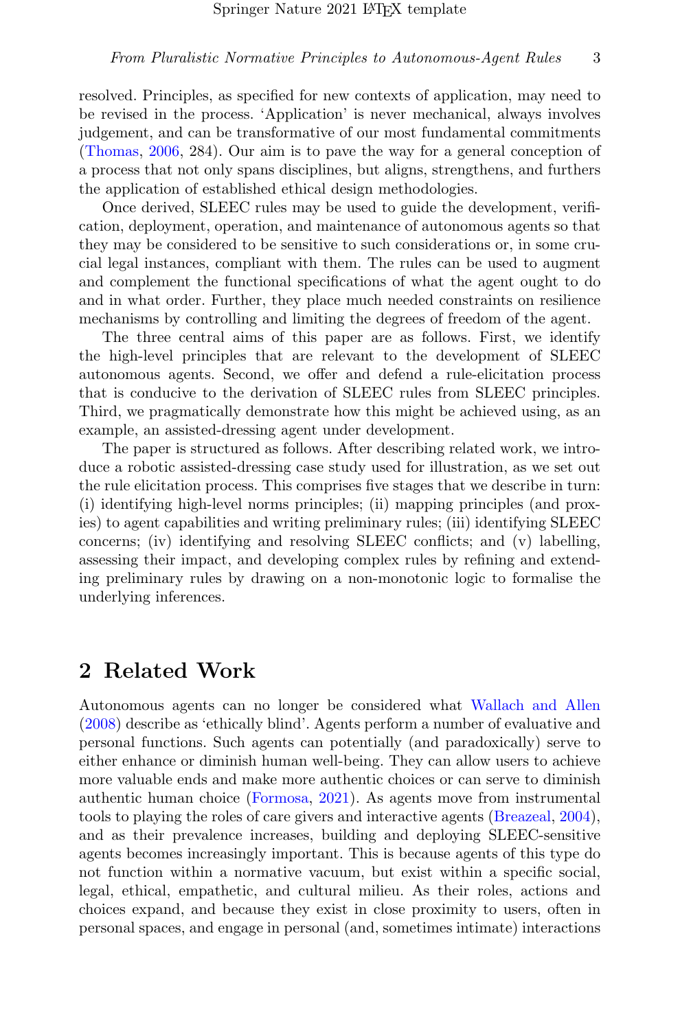resolved. Principles, as specified for new contexts of application, may need to be revised in the process. 'Application' is never mechanical, always involves judgement, and can be transformative of our most fundamental commitments (Thomas, 2006, 284). Our aim is to pave the way for a general conception of a process that not only spans disciplines, but aligns, strengthens, and furthers the application of established ethical design methodologies.

Once derived, SLEEC rules may be used to guide the development, verification, deployment, operation, and maintenance of autonomous agents so that they may be considered to be sensitive to such considerations or, in some crucial legal instances, compliant with them. The rules can be used to augment and complement the functional specifications of what the agent ought to do and in what order. Further, they place much needed constraints on resilience mechanisms by controlling and limiting the degrees of freedom of the agent.

The three central aims of this paper are as follows. First, we identify the high-level principles that are relevant to the development of SLEEC autonomous agents. Second, we offer and defend a rule-elicitation process that is conducive to the derivation of SLEEC rules from SLEEC principles. Third, we pragmatically demonstrate how this might be achieved using, as an example, an assisted-dressing agent under development.

The paper is structured as follows. After describing related work, we introduce a robotic assisted-dressing case study used for illustration, as we set out the rule elicitation process. This comprises five stages that we describe in turn: (i) identifying high-level norms principles; (ii) mapping principles (and proxies) to agent capabilities and writing preliminary rules; (iii) identifying SLEEC concerns; (iv) identifying and resolving SLEEC conflicts; and (v) labelling, assessing their impact, and developing complex rules by refining and extending preliminary rules by drawing on a non-monotonic logic to formalise the underlying inferences.

## 2 Related Work

Autonomous agents can no longer be considered what Wallach and Allen (2008) describe as 'ethically blind'. Agents perform a number of evaluative and personal functions. Such agents can potentially (and paradoxically) serve to either enhance or diminish human well-being. They can allow users to achieve more valuable ends and make more authentic choices or can serve to diminish authentic human choice (Formosa, 2021). As agents move from instrumental tools to playing the roles of care givers and interactive agents (Breazeal, 2004), and as their prevalence increases, building and deploying SLEEC-sensitive agents becomes increasingly important. This is because agents of this type do not function within a normative vacuum, but exist within a specific social, legal, ethical, empathetic, and cultural milieu. As their roles, actions and choices expand, and because they exist in close proximity to users, often in personal spaces, and engage in personal (and, sometimes intimate) interactions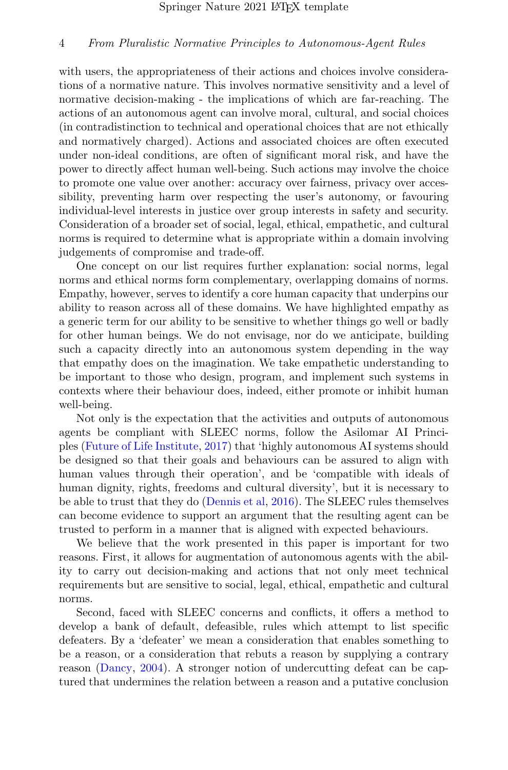with users, the appropriateness of their actions and choices involve considerations of a normative nature. This involves normative sensitivity and a level of normative decision-making - the implications of which are far-reaching. The actions of an autonomous agent can involve moral, cultural, and social choices (in contradistinction to technical and operational choices that are not ethically and normatively charged). Actions and associated choices are often executed under non-ideal conditions, are often of significant moral risk, and have the power to directly affect human well-being. Such actions may involve the choice to promote one value over another: accuracy over fairness, privacy over accessibility, preventing harm over respecting the user's autonomy, or favouring individual-level interests in justice over group interests in safety and security. Consideration of a broader set of social, legal, ethical, empathetic, and cultural norms is required to determine what is appropriate within a domain involving judgements of compromise and trade-off.

One concept on our list requires further explanation: social norms, legal norms and ethical norms form complementary, overlapping domains of norms. Empathy, however, serves to identify a core human capacity that underpins our ability to reason across all of these domains. We have highlighted empathy as a generic term for our ability to be sensitive to whether things go well or badly for other human beings. We do not envisage, nor do we anticipate, building such a capacity directly into an autonomous system depending in the way that empathy does on the imagination. We take empathetic understanding to be important to those who design, program, and implement such systems in contexts where their behaviour does, indeed, either promote or inhibit human well-being.

Not only is the expectation that the activities and outputs of autonomous agents be compliant with SLEEC norms, follow the Asilomar AI Principles (Future of Life Institute, 2017) that 'highly autonomous AI systems should be designed so that their goals and behaviours can be assured to align with human values through their operation', and be 'compatible with ideals of human dignity, rights, freedoms and cultural diversity', but it is necessary to be able to trust that they do (Dennis et al, 2016). The SLEEC rules themselves can become evidence to support an argument that the resulting agent can be trusted to perform in a manner that is aligned with expected behaviours.

We believe that the work presented in this paper is important for two reasons. First, it allows for augmentation of autonomous agents with the ability to carry out decision-making and actions that not only meet technical requirements but are sensitive to social, legal, ethical, empathetic and cultural norms.

Second, faced with SLEEC concerns and conflicts, it offers a method to develop a bank of default, defeasible, rules which attempt to list specific defeaters. By a 'defeater' we mean a consideration that enables something to be a reason, or a consideration that rebuts a reason by supplying a contrary reason (Dancy, 2004). A stronger notion of undercutting defeat can be captured that undermines the relation between a reason and a putative conclusion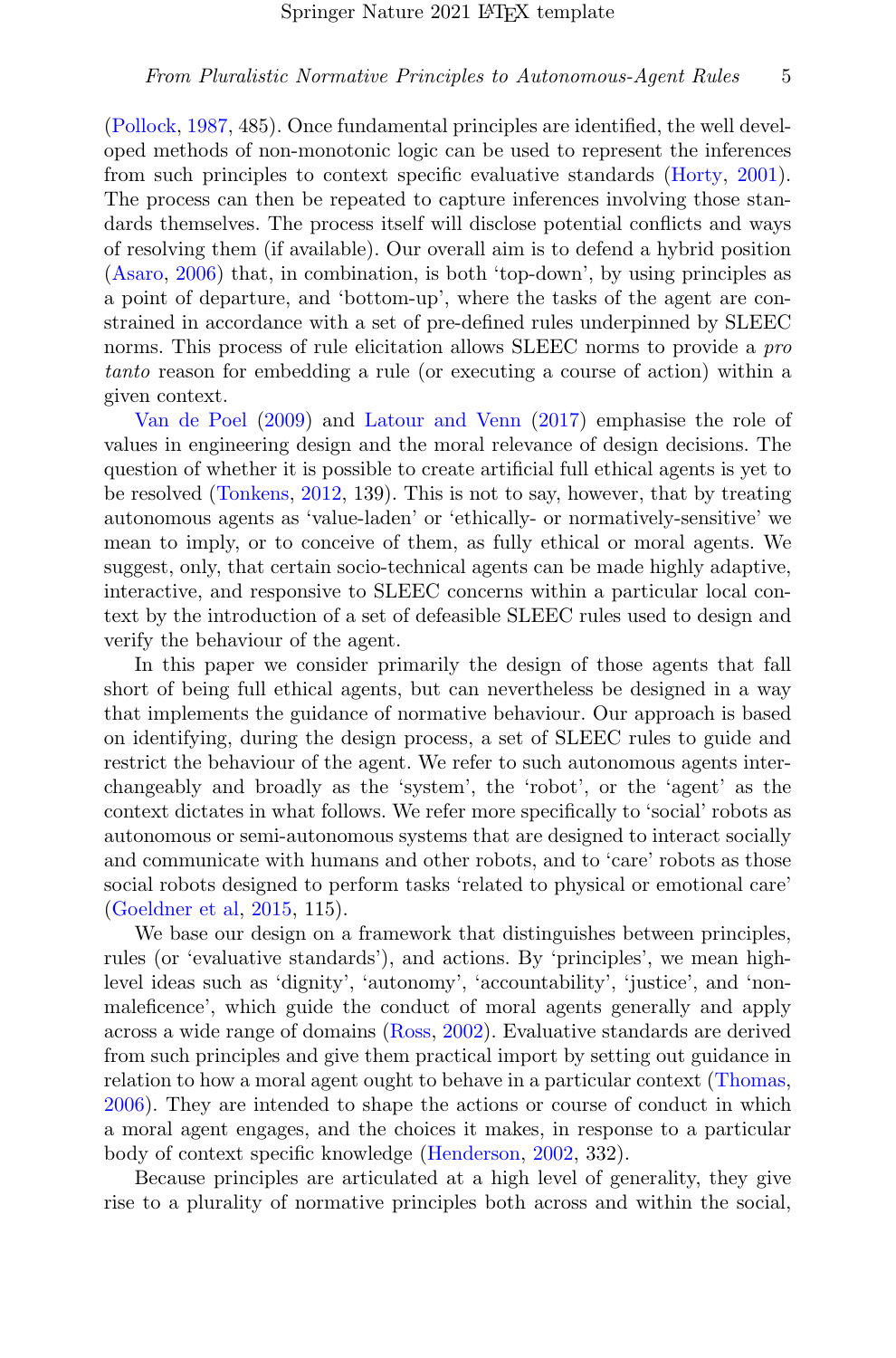(Pollock, 1987, 485). Once fundamental principles are identified, the well developed methods of non-monotonic logic can be used to represent the inferences from such principles to context specific evaluative standards (Horty, 2001). The process can then be repeated to capture inferences involving those standards themselves. The process itself will disclose potential conflicts and ways of resolving them (if available). Our overall aim is to defend a hybrid position (Asaro, 2006) that, in combination, is both 'top-down', by using principles as a point of departure, and 'bottom-up', where the tasks of the agent are constrained in accordance with a set of pre-defined rules underpinned by SLEEC norms. This process of rule elicitation allows SLEEC norms to provide a *pro tanto* reason for embedding a rule (or executing a course of action) within a given context.

Van de Poel (2009) and Latour and Venn (2017) emphasise the role of values in engineering design and the moral relevance of design decisions. The question of whether it is possible to create artificial full ethical agents is yet to be resolved (Tonkens, 2012, 139). This is not to say, however, that by treating autonomous agents as 'value-laden' or 'ethically- or normatively-sensitive' we mean to imply, or to conceive of them, as fully ethical or moral agents. We suggest, only, that certain socio-technical agents can be made highly adaptive, interactive, and responsive to SLEEC concerns within a particular local context by the introduction of a set of defeasible SLEEC rules used to design and verify the behaviour of the agent.

In this paper we consider primarily the design of those agents that fall short of being full ethical agents, but can nevertheless be designed in a way that implements the guidance of normative behaviour. Our approach is based on identifying, during the design process, a set of SLEEC rules to guide and restrict the behaviour of the agent. We refer to such autonomous agents interchangeably and broadly as the 'system', the 'robot', or the 'agent' as the context dictates in what follows. We refer more specifically to 'social' robots as autonomous or semi-autonomous systems that are designed to interact socially and communicate with humans and other robots, and to 'care' robots as those social robots designed to perform tasks 'related to physical or emotional care' (Goeldner et al, 2015, 115).

We base our design on a framework that distinguishes between principles, rules (or 'evaluative standards'), and actions. By 'principles', we mean high-level ideas such as 'dignity', 'autonomy', 'accountability', 'justice', and 'non-maleficence', which guide the conduct of moral agents generally and apply across a wide range of domains (Ross, 2002). Evaluative standards are derived from such principles and give them practical import by setting out guidance in relation to how a moral agent ought to behave in a particular context (Thomas, 2006). They are intended to shape the actions or course of conduct in which a moral agent engages, and the choices it makes, in response to a particular body of context specific knowledge (Henderson, 2002, 332).

Because principles are articulated at a high level of generality, they give rise to a plurality of normative principles both across and within the social,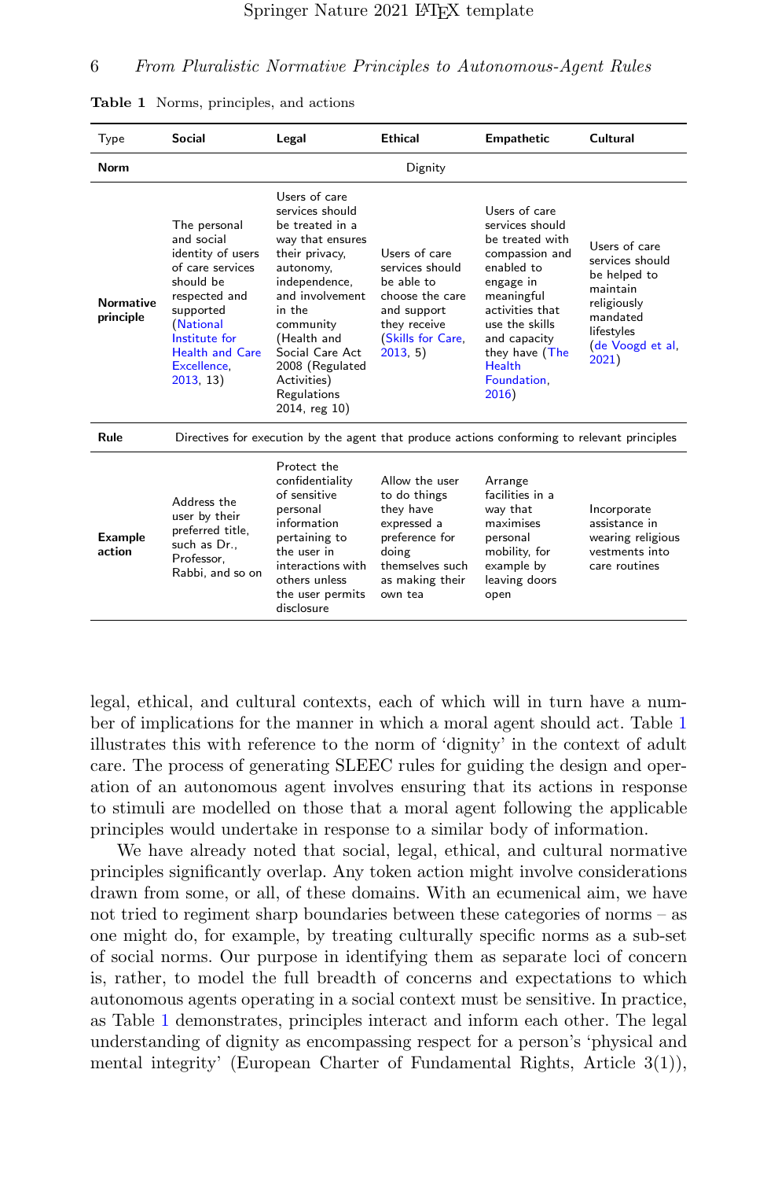**Table 1** Norms, principles, and actions

| Type | Social | Legal | Ethical | Empathetic | Cultural |
|---|---|---|---|---|---|
| **Norm** | | | Dignity | | |
| **Normative principle** | The personal and social identity of users of care services should be respected and supported (National Institute for Health and Care Excellence, 2013, 13) | Users of care services should be treated in a way that ensures their privacy, autonomy, independence, and involvement in the community (Health and Social Care Act 2008 (Regulated Activities) Regulations 2014, reg 10) | Users of care services should be able to choose the care and support they receive (Skills for Care, 2013, 5) | Users of care services should be treated with compassion and enabled to engage in meaningful activities that use the skills and capacity they have (The Health Foundation, 2016) | Users of care services should be helped to maintain religiously mandated lifestyles (de Voogd et al, 2021) |
| **Rule** | Directives for execution by the agent that produce actions conforming to relevant principles | | | | |
| **Example action** | Address the user by their preferred title, such as Dr., Professor, Rabbi, and so on | Protect the confidentiality of sensitive personal information pertaining to the user in interactions with others unless the user permits disclosure | Allow the user to do things they have expressed a preference for doing themselves such as making their own tea | Arrange facilities in a way that maximises personal mobility, for example by leaving doors open | Incorporate assistance in wearing religious vestments into care routines |

legal, ethical, and cultural contexts, each of which will in turn have a number of implications for the manner in which a moral agent should act. Table 1 illustrates this with reference to the norm of 'dignity' in the context of adult care. The process of generating SLEEC rules for guiding the design and operation of an autonomous agent involves ensuring that its actions in response to stimuli are modelled on those that a moral agent following the applicable principles would undertake in response to a similar body of information.

We have already noted that social, legal, ethical, and cultural normative principles significantly overlap. Any token action might involve considerations drawn from some, or all, of these domains. With an ecumenical aim, we have not tried to regiment sharp boundaries between these categories of norms – as one might do, for example, by treating culturally specific norms as a sub-set of social norms. Our purpose in identifying them as separate loci of concern is, rather, to model the full breadth of concerns and expectations to which autonomous agents operating in a social context must be sensitive. In practice, as Table 1 demonstrates, principles interact and inform each other. The legal understanding of dignity as encompassing respect for a person's 'physical and mental integrity' (European Charter of Fundamental Rights, Article 3(1)),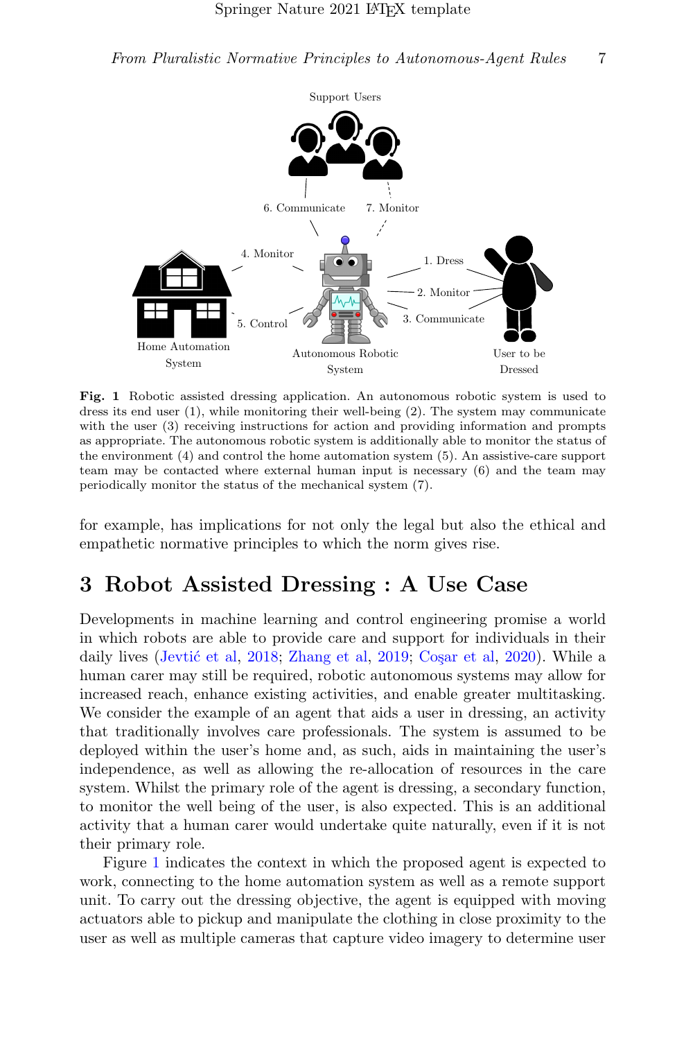**Fig. 1** Robotic assisted dressing application. An autonomous robotic system is used to dress its end user (1), while monitoring their well-being (2). The system may communicate with the user (3) receiving instructions for action and providing information and prompts as appropriate. The autonomous robotic system is additionally able to monitor the status of the environment (4) and control the home automation system (5). An assistive-care support team may be contacted where external human input is necessary (6) and the team may periodically monitor the status of the mechanical system (7).

for example, has implications for not only the legal but also the ethical and empathetic normative principles to which the norm gives rise.

## 3 Robot Assisted Dressing : A Use Case

Developments in machine learning and control engineering promise a world in which robots are able to provide care and support for individuals in their daily lives (Jevtić et al, 2018; Zhang et al, 2019; Coşar et al, 2020). While a human carer may still be required, robotic autonomous systems may allow for increased reach, enhance existing activities, and enable greater multitasking. We consider the example of an agent that aids a user in dressing, an activity that traditionally involves care professionals. The system is assumed to be deployed within the user's home and, as such, aids in maintaining the user's independence, as well as allowing the re-allocation of resources in the care system. Whilst the primary role of the agent is dressing, a secondary function, to monitor the well being of the user, is also expected. This is an additional activity that a human carer would undertake quite naturally, even if it is not their primary role.

Figure 1 indicates the context in which the proposed agent is expected to work, connecting to the home automation system as well as a remote support unit. To carry out the dressing objective, the agent is equipped with moving actuators able to pickup and manipulate the clothing in close proximity to the user as well as multiple cameras that capture video imagery to determine user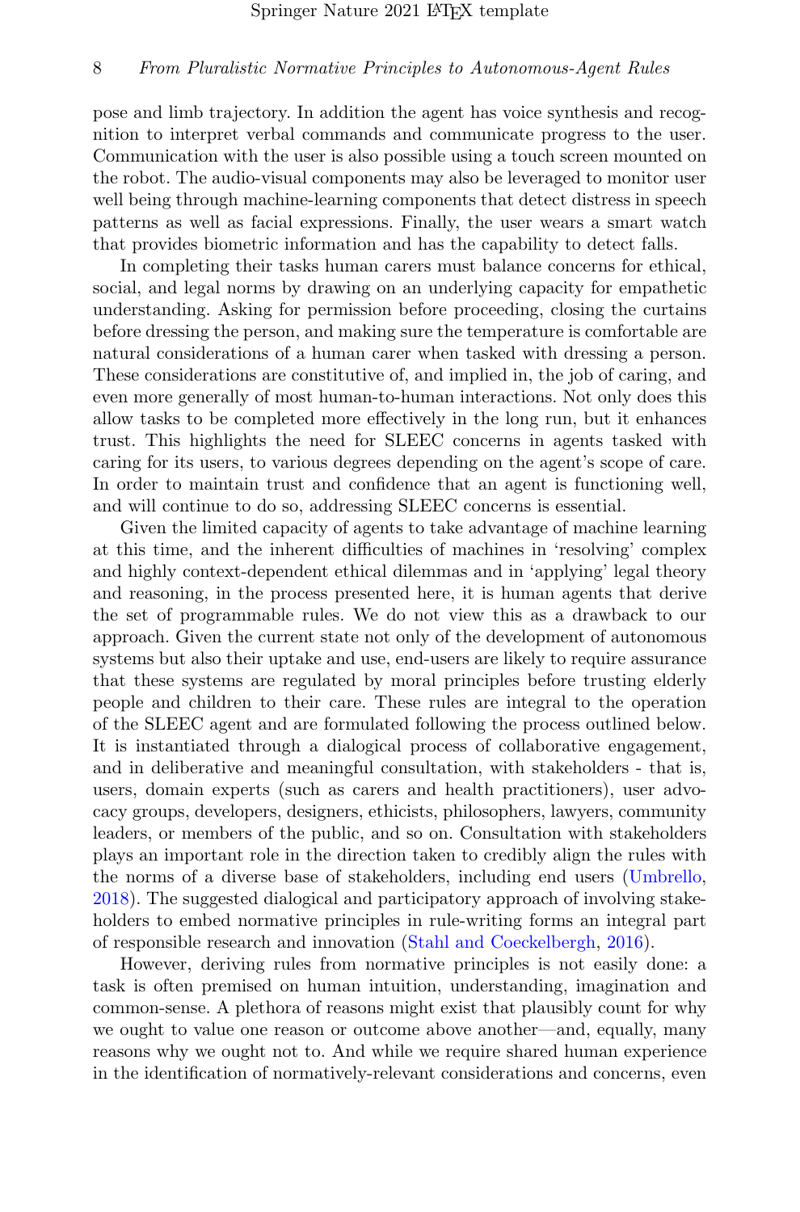pose and limb trajectory. In addition the agent has voice synthesis and recognition to interpret verbal commands and communicate progress to the user. Communication with the user is also possible using a touch screen mounted on the robot. The audio-visual components may also be leveraged to monitor user well being through machine-learning components that detect distress in speech patterns as well as facial expressions. Finally, the user wears a smart watch that provides biometric information and has the capability to detect falls.

In completing their tasks human carers must balance concerns for ethical, social, and legal norms by drawing on an underlying capacity for empathetic understanding. Asking for permission before proceeding, closing the curtains before dressing the person, and making sure the temperature is comfortable are natural considerations of a human carer when tasked with dressing a person. These considerations are constitutive of, and implied in, the job of caring, and even more generally of most human-to-human interactions. Not only does this allow tasks to be completed more effectively in the long run, but it enhances trust. This highlights the need for SLEEC concerns in agents tasked with caring for its users, to various degrees depending on the agent's scope of care. In order to maintain trust and confidence that an agent is functioning well, and will continue to do so, addressing SLEEC concerns is essential.

Given the limited capacity of agents to take advantage of machine learning at this time, and the inherent difficulties of machines in 'resolving' complex and highly context-dependent ethical dilemmas and in 'applying' legal theory and reasoning, in the process presented here, it is human agents that derive the set of programmable rules. We do not view this as a drawback to our approach. Given the current state not only of the development of autonomous systems but also their uptake and use, end-users are likely to require assurance that these systems are regulated by moral principles before trusting elderly people and children to their care. These rules are integral to the operation of the SLEEC agent and are formulated following the process outlined below. It is instantiated through a dialogical process of collaborative engagement, and in deliberative and meaningful consultation, with stakeholders - that is, users, domain experts (such as carers and health practitioners), user advocacy groups, developers, designers, ethicists, philosophers, lawyers, community leaders, or members of the public, and so on. Consultation with stakeholders plays an important role in the direction taken to credibly align the rules with the norms of a diverse base of stakeholders, including end users (Umbrello, 2018). The suggested dialogical and participatory approach of involving stakeholders to embed normative principles in rule-writing forms an integral part of responsible research and innovation (Stahl and Coeckelbergh, 2016).

However, deriving rules from normative principles is not easily done: a task is often premised on human intuition, understanding, imagination and common-sense. A plethora of reasons might exist that plausibly count for why we ought to value one reason or outcome above another—and, equally, many reasons why we ought not to. And while we require shared human experience in the identification of normatively-relevant considerations and concerns, even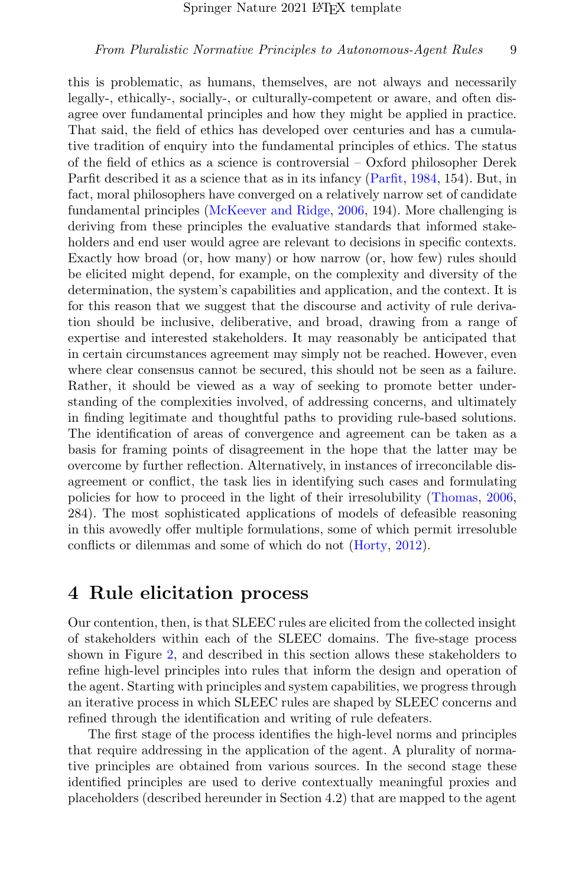this is problematic, as humans, themselves, are not always and necessarily legally-, ethically-, socially-, or culturally-competent or aware, and often disagree over fundamental principles and how they might be applied in practice. That said, the field of ethics has developed over centuries and has a cumulative tradition of enquiry into the fundamental principles of ethics. The status of the field of ethics as a science is controversial – Oxford philosopher Derek Parfit described it as a science that as in its infancy (Parfit, 1984, 154). But, in fact, moral philosophers have converged on a relatively narrow set of candidate fundamental principles (McKeever and Ridge, 2006, 194). More challenging is deriving from these principles the evaluative standards that informed stakeholders and end user would agree are relevant to decisions in specific contexts. Exactly how broad (or, how many) or how narrow (or, how few) rules should be elicited might depend, for example, on the complexity and diversity of the determination, the system's capabilities and application, and the context. It is for this reason that we suggest that the discourse and activity of rule derivation should be inclusive, deliberative, and broad, drawing from a range of expertise and interested stakeholders. It may reasonably be anticipated that in certain circumstances agreement may simply not be reached. However, even where clear consensus cannot be secured, this should not be seen as a failure. Rather, it should be viewed as a way of seeking to promote better understanding of the complexities involved, of addressing concerns, and ultimately in finding legitimate and thoughtful paths to providing rule-based solutions. The identification of areas of convergence and agreement can be taken as a basis for framing points of disagreement in the hope that the latter may be overcome by further reflection. Alternatively, in instances of irreconcilable disagreement or conflict, the task lies in identifying such cases and formulating policies for how to proceed in the light of their irresolubility (Thomas, 2006, 284). The most sophisticated applications of models of defeasible reasoning in this avowedly offer multiple formulations, some of which permit irresoluble conflicts or dilemmas and some of which do not (Horty, 2012).

## 4 Rule elicitation process

Our contention, then, is that SLEEC rules are elicited from the collected insight of stakeholders within each of the SLEEC domains. The five-stage process shown in Figure 2, and described in this section allows these stakeholders to refine high-level principles into rules that inform the design and operation of the agent. Starting with principles and system capabilities, we progress through an iterative process in which SLEEC rules are shaped by SLEEC concerns and refined through the identification and writing of rule defeaters.

The first stage of the process identifies the high-level norms and principles that require addressing in the application of the agent. A plurality of normative principles are obtained from various sources. In the second stage these identified principles are used to derive contextually meaningful proxies and placeholders (described hereunder in Section 4.2) that are mapped to the agent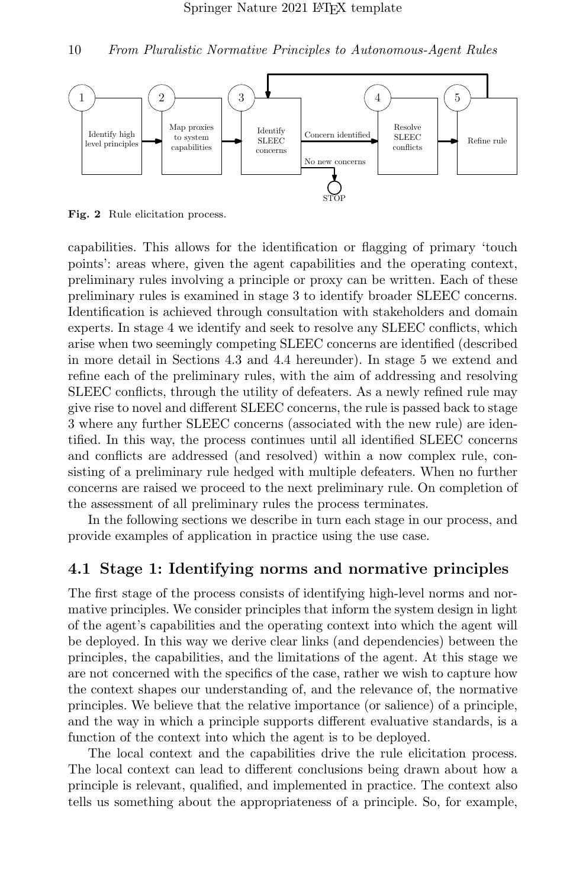**Fig. 2** Rule elicitation process.

capabilities. This allows for the identification or flagging of primary 'touch points': areas where, given the agent capabilities and the operating context, preliminary rules involving a principle or proxy can be written. Each of these preliminary rules is examined in stage 3 to identify broader SLEEC concerns. Identification is achieved through consultation with stakeholders and domain experts. In stage 4 we identify and seek to resolve any SLEEC conflicts, which arise when two seemingly competing SLEEC concerns are identified (described in more detail in Sections 4.3 and 4.4 hereunder). In stage 5 we extend and refine each of the preliminary rules, with the aim of addressing and resolving SLEEC conflicts, through the utility of defeaters. As a newly refined rule may give rise to novel and different SLEEC concerns, the rule is passed back to stage 3 where any further SLEEC concerns (associated with the new rule) are identified. In this way, the process continues until all identified SLEEC concerns and conflicts are addressed (and resolved) within a now complex rule, consisting of a preliminary rule hedged with multiple defeaters. When no further concerns are raised we proceed to the next preliminary rule. On completion of the assessment of all preliminary rules the process terminates.

In the following sections we describe in turn each stage in our process, and provide examples of application in practice using the use case.

## 4.1 Stage 1: Identifying norms and normative principles

The first stage of the process consists of identifying high-level norms and normative principles. We consider principles that inform the system design in light of the agent's capabilities and the operating context into which the agent will be deployed. In this way we derive clear links (and dependencies) between the principles, the capabilities, and the limitations of the agent. At this stage we are not concerned with the specifics of the case, rather we wish to capture how the context shapes our understanding of, and the relevance of, the normative principles. We believe that the relative importance (or salience) of a principle, and the way in which a principle supports different evaluative standards, is a function of the context into which the agent is to be deployed.

The local context and the capabilities drive the rule elicitation process. The local context can lead to different conclusions being drawn about how a principle is relevant, qualified, and implemented in practice. The context also tells us something about the appropriateness of a principle. So, for example,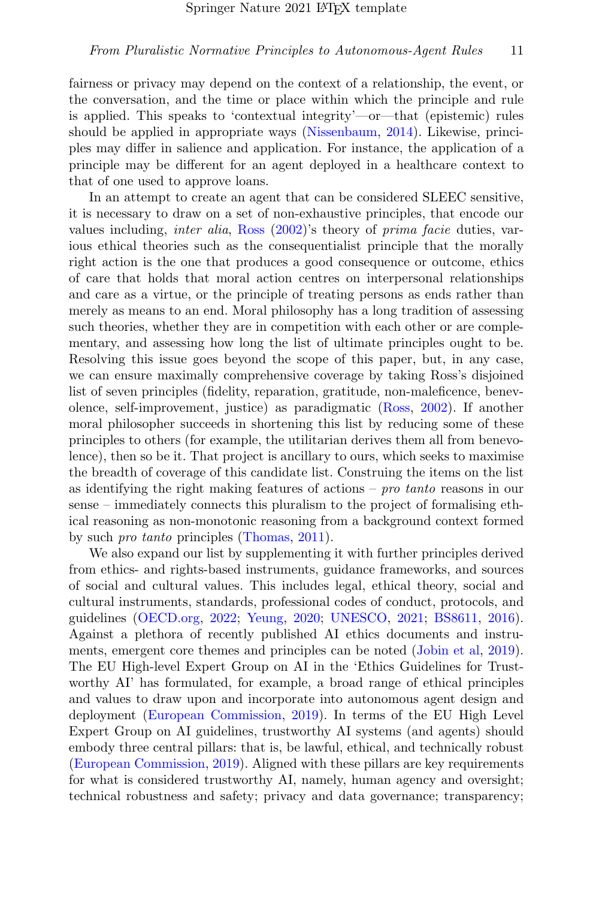fairness or privacy may depend on the context of a relationship, the event, or the conversation, and the time or place within which the principle and rule is applied. This speaks to 'contextual integrity'—or—that (epistemic) rules should be applied in appropriate ways (Nissenbaum, 2014). Likewise, principles may differ in salience and application. For instance, the application of a principle may be different for an agent deployed in a healthcare context to that of one used to approve loans.

In an attempt to create an agent that can be considered SLEEC sensitive, it is necessary to draw on a set of non-exhaustive principles, that encode our values including, *inter alia*, Ross (2002)'s theory of *prima facie* duties, various ethical theories such as the consequentialist principle that the morally right action is the one that produces a good consequence or outcome, ethics of care that holds that moral action centres on interpersonal relationships and care as a virtue, or the principle of treating persons as ends rather than merely as means to an end. Moral philosophy has a long tradition of assessing such theories, whether they are in competition with each other or are complementary, and assessing how long the list of ultimate principles ought to be. Resolving this issue goes beyond the scope of this paper, but, in any case, we can ensure maximally comprehensive coverage by taking Ross's disjoined list of seven principles (fidelity, reparation, gratitude, non-maleficence, benevolence, self-improvement, justice) as paradigmatic (Ross, 2002). If another moral philosopher succeeds in shortening this list by reducing some of these principles to others (for example, the utilitarian derives them all from benevolence), then so be it. That project is ancillary to ours, which seeks to maximise the breadth of coverage of this candidate list. Construing the items on the list as identifying the right making features of actions – *pro tanto* reasons in our sense – immediately connects this pluralism to the project of formalising ethical reasoning as non-monotonic reasoning from a background context formed by such *pro tanto* principles (Thomas, 2011).

We also expand our list by supplementing it with further principles derived from ethics- and rights-based instruments, guidance frameworks, and sources of social and cultural values. This includes legal, ethical theory, social and cultural instruments, standards, professional codes of conduct, protocols, and guidelines (OECD.org, 2022; Yeung, 2020; UNESCO, 2021; BS8611, 2016). Against a plethora of recently published AI ethics documents and instruments, emergent core themes and principles can be noted (Jobin et al, 2019). The EU High-level Expert Group on AI in the 'Ethics Guidelines for Trustworthy AI' has formulated, for example, a broad range of ethical principles and values to draw upon and incorporate into autonomous agent design and deployment (European Commission, 2019). In terms of the EU High Level Expert Group on AI guidelines, trustworthy AI systems (and agents) should embody three central pillars: that is, be lawful, ethical, and technically robust (European Commission, 2019). Aligned with these pillars are key requirements for what is considered trustworthy AI, namely, human agency and oversight; technical robustness and safety; privacy and data governance; transparency;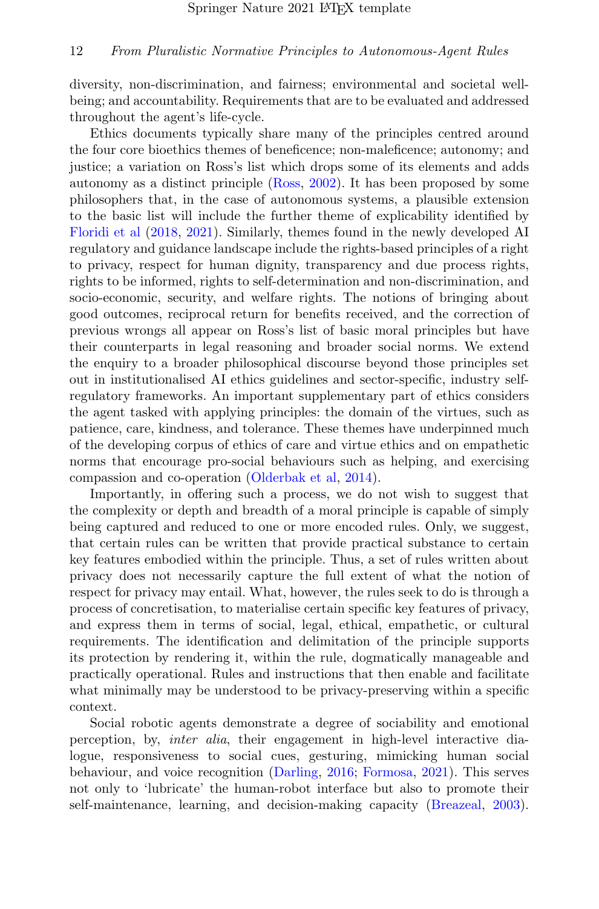diversity, non-discrimination, and fairness; environmental and societal well-being; and accountability. Requirements that are to be evaluated and addressed throughout the agent's life-cycle.

Ethics documents typically share many of the principles centred around the four core bioethics themes of beneficence; non-maleficence; autonomy; and justice; a variation on Ross's list which drops some of its elements and adds autonomy as a distinct principle (Ross, 2002). It has been proposed by some philosophers that, in the case of autonomous systems, a plausible extension to the basic list will include the further theme of explicability identified by Floridi et al (2018, 2021). Similarly, themes found in the newly developed AI regulatory and guidance landscape include the rights-based principles of a right to privacy, respect for human dignity, transparency and due process rights, rights to be informed, rights to self-determination and non-discrimination, and socio-economic, security, and welfare rights. The notions of bringing about good outcomes, reciprocal return for benefits received, and the correction of previous wrongs all appear on Ross's list of basic moral principles but have their counterparts in legal reasoning and broader social norms. We extend the enquiry to a broader philosophical discourse beyond those principles set out in institutionalised AI ethics guidelines and sector-specific, industry self-regulatory frameworks. An important supplementary part of ethics considers the agent tasked with applying principles: the domain of the virtues, such as patience, care, kindness, and tolerance. These themes have underpinned much of the developing corpus of ethics of care and virtue ethics and on empathetic norms that encourage pro-social behaviours such as helping, and exercising compassion and co-operation (Olderbak et al, 2014).

Importantly, in offering such a process, we do not wish to suggest that the complexity or depth and breadth of a moral principle is capable of simply being captured and reduced to one or more encoded rules. Only, we suggest, that certain rules can be written that provide practical substance to certain key features embodied within the principle. Thus, a set of rules written about privacy does not necessarily capture the full extent of what the notion of respect for privacy may entail. What, however, the rules seek to do is through a process of concretisation, to materialise certain specific key features of privacy, and express them in terms of social, legal, ethical, empathetic, or cultural requirements. The identification and delimitation of the principle supports its protection by rendering it, within the rule, dogmatically manageable and practically operational. Rules and instructions that then enable and facilitate what minimally may be understood to be privacy-preserving within a specific context.

Social robotic agents demonstrate a degree of sociability and emotional perception, by, *inter alia*, their engagement in high-level interactive dialogue, responsiveness to social cues, gesturing, mimicking human social behaviour, and voice recognition (Darling, 2016; Formosa, 2021). This serves not only to 'lubricate' the human-robot interface but also to promote their self-maintenance, learning, and decision-making capacity (Breazeal, 2003).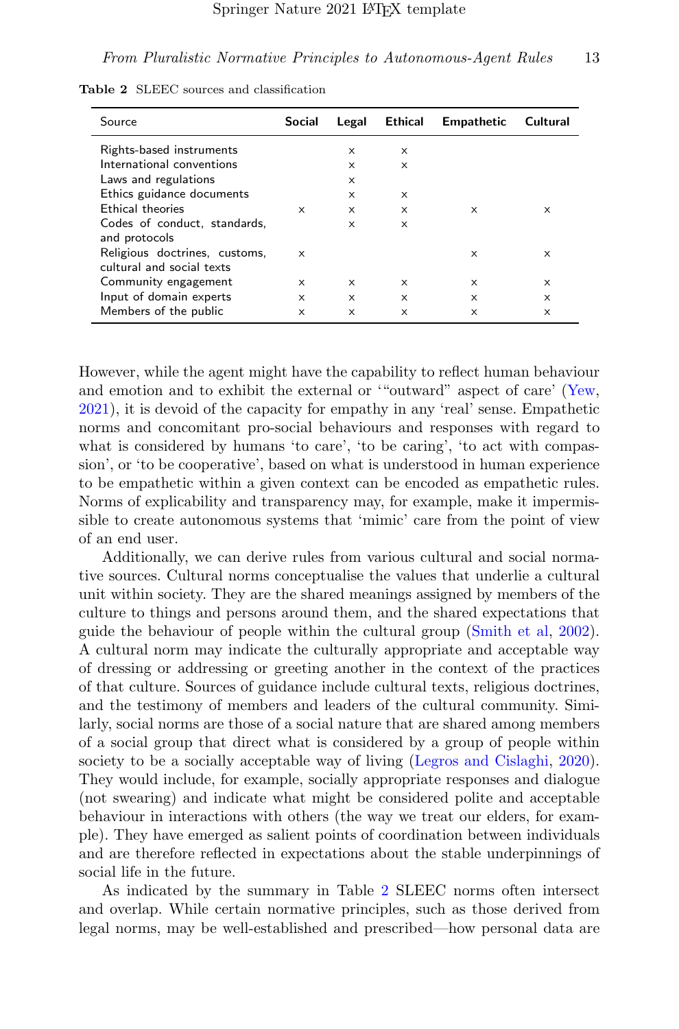**Table 2** SLEEC sources and classification

| Source | Social | Legal | Ethical | Empathetic | Cultural |
|---|---|---|---|---|---|
| Rights-based instruments | | × | × | | |
| International conventions | | × | × | | |
| Laws and regulations | | × | | | |
| Ethics guidance documents | | × | × | | |
| Ethical theories | × | × | × | × | × |
| Codes of conduct, standards, and protocols | | × | × | | |
| Religious doctrines, customs, cultural and social texts | × | | | × | × |
| Community engagement | × | × | × | × | × |
| Input of domain experts | × | × | × | × | × |
| Members of the public | × | × | × | × | × |

However, while the agent might have the capability to reflect human behaviour and emotion and to exhibit the external or '"outward" aspect of care' (Yew, 2021), it is devoid of the capacity for empathy in any 'real' sense. Empathetic norms and concomitant pro-social behaviours and responses with regard to what is considered by humans 'to care', 'to be caring', 'to act with compassion', or 'to be cooperative', based on what is understood in human experience to be empathetic within a given context can be encoded as empathetic rules. Norms of explicability and transparency may, for example, make it impermissible to create autonomous systems that 'mimic' care from the point of view of an end user.

Additionally, we can derive rules from various cultural and social normative sources. Cultural norms conceptualise the values that underlie a cultural unit within society. They are the shared meanings assigned by members of the culture to things and persons around them, and the shared expectations that guide the behaviour of people within the cultural group (Smith et al, 2002). A cultural norm may indicate the culturally appropriate and acceptable way of dressing or addressing or greeting another in the context of the practices of that culture. Sources of guidance include cultural texts, religious doctrines, and the testimony of members and leaders of the cultural community. Similarly, social norms are those of a social nature that are shared among members of a social group that direct what is considered by a group of people within society to be a socially acceptable way of living (Legros and Cislaghi, 2020). They would include, for example, socially appropriate responses and dialogue (not swearing) and indicate what might be considered polite and acceptable behaviour in interactions with others (the way we treat our elders, for example). They have emerged as salient points of coordination between individuals and are therefore reflected in expectations about the stable underpinnings of social life in the future.

As indicated by the summary in Table 2 SLEEC norms often intersect and overlap. While certain normative principles, such as those derived from legal norms, may be well-established and prescribed—how personal data are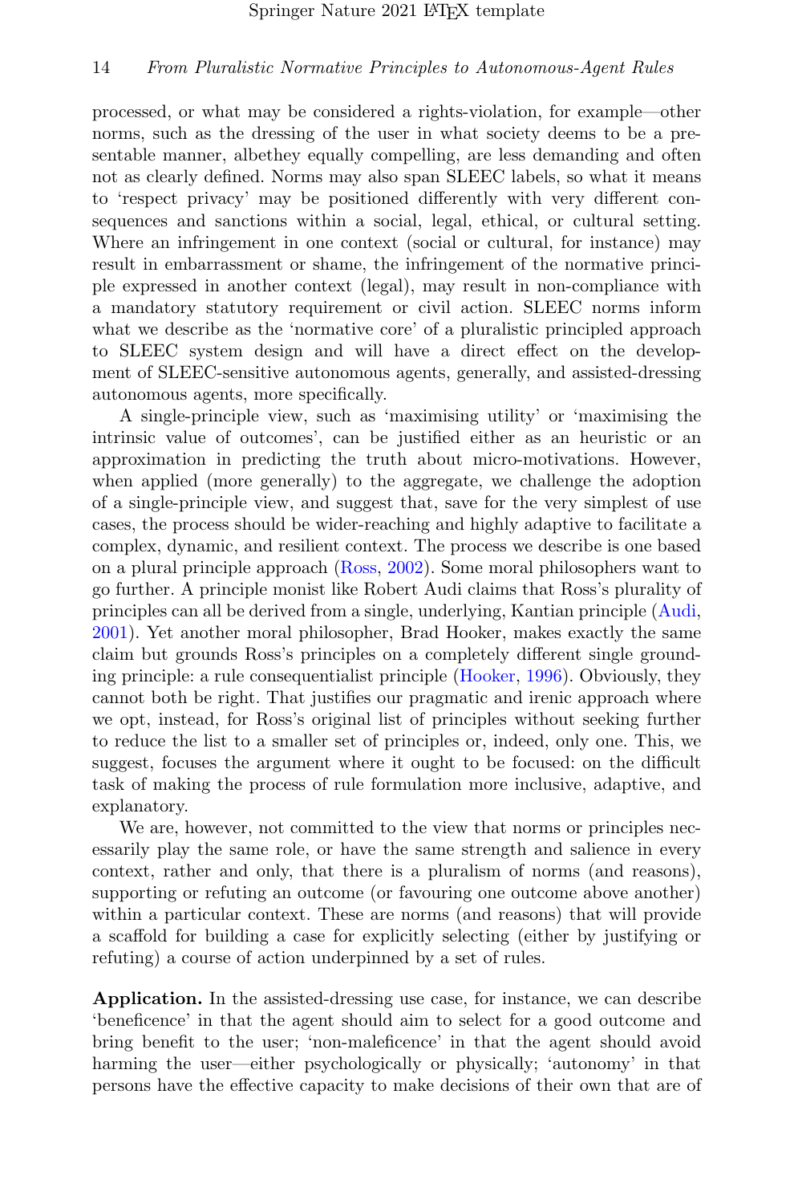processed, or what may be considered a rights-violation, for example—other norms, such as the dressing of the user in what society deems to be a presentable manner, albethey equally compelling, are less demanding and often not as clearly defined. Norms may also span SLEEC labels, so what it means to 'respect privacy' may be positioned differently with very different consequences and sanctions within a social, legal, ethical, or cultural setting. Where an infringement in one context (social or cultural, for instance) may result in embarrassment or shame, the infringement of the normative principle expressed in another context (legal), may result in non-compliance with a mandatory statutory requirement or civil action. SLEEC norms inform what we describe as the 'normative core' of a pluralistic principled approach to SLEEC system design and will have a direct effect on the development of SLEEC-sensitive autonomous agents, generally, and assisted-dressing autonomous agents, more specifically.

A single-principle view, such as 'maximising utility' or 'maximising the intrinsic value of outcomes', can be justified either as an heuristic or an approximation in predicting the truth about micro-motivations. However, when applied (more generally) to the aggregate, we challenge the adoption of a single-principle view, and suggest that, save for the very simplest of use cases, the process should be wider-reaching and highly adaptive to facilitate a complex, dynamic, and resilient context. The process we describe is one based on a plural principle approach (Ross, 2002). Some moral philosophers want to go further. A principle monist like Robert Audi claims that Ross's plurality of principles can all be derived from a single, underlying, Kantian principle (Audi, 2001). Yet another moral philosopher, Brad Hooker, makes exactly the same claim but grounds Ross's principles on a completely different single grounding principle: a rule consequentialist principle (Hooker, 1996). Obviously, they cannot both be right. That justifies our pragmatic and irenic approach where we opt, instead, for Ross's original list of principles without seeking further to reduce the list to a smaller set of principles or, indeed, only one. This, we suggest, focuses the argument where it ought to be focused: on the difficult task of making the process of rule formulation more inclusive, adaptive, and explanatory.

We are, however, not committed to the view that norms or principles necessarily play the same role, or have the same strength and salience in every context, rather and only, that there is a pluralism of norms (and reasons), supporting or refuting an outcome (or favouring one outcome above another) within a particular context. These are norms (and reasons) that will provide a scaffold for building a case for explicitly selecting (either by justifying or refuting) a course of action underpinned by a set of rules.

**Application.** In the assisted-dressing use case, for instance, we can describe 'beneficence' in that the agent should aim to select for a good outcome and bring benefit to the user; 'non-maleficence' in that the agent should avoid harming the user—either psychologically or physically; 'autonomy' in that persons have the effective capacity to make decisions of their own that are of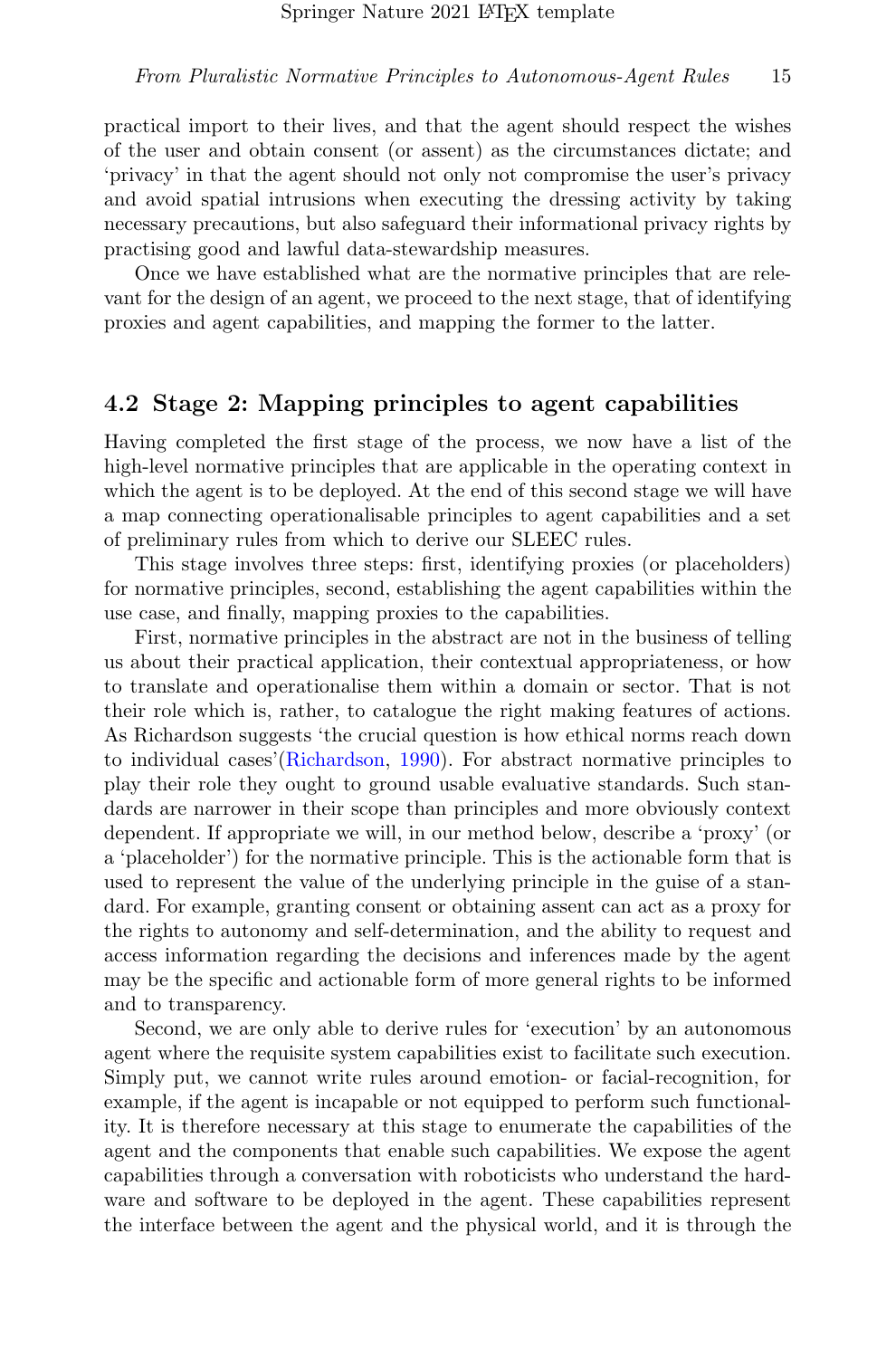practical import to their lives, and that the agent should respect the wishes of the user and obtain consent (or assent) as the circumstances dictate; and 'privacy' in that the agent should not only not compromise the user's privacy and avoid spatial intrusions when executing the dressing activity by taking necessary precautions, but also safeguard their informational privacy rights by practising good and lawful data-stewardship measures.

Once we have established what are the normative principles that are relevant for the design of an agent, we proceed to the next stage, that of identifying proxies and agent capabilities, and mapping the former to the latter.

## 4.2 Stage 2: Mapping principles to agent capabilities

Having completed the first stage of the process, we now have a list of the high-level normative principles that are applicable in the operating context in which the agent is to be deployed. At the end of this second stage we will have a map connecting operationalisable principles to agent capabilities and a set of preliminary rules from which to derive our SLEEC rules.

This stage involves three steps: first, identifying proxies (or placeholders) for normative principles, second, establishing the agent capabilities within the use case, and finally, mapping proxies to the capabilities.

First, normative principles in the abstract are not in the business of telling us about their practical application, their contextual appropriateness, or how to translate and operationalise them within a domain or sector. That is not their role which is, rather, to catalogue the right making features of actions. As Richardson suggests 'the crucial question is how ethical norms reach down to individual cases'(Richardson, 1990). For abstract normative principles to play their role they ought to ground usable evaluative standards. Such standards are narrower in their scope than principles and more obviously context dependent. If appropriate we will, in our method below, describe a 'proxy' (or a 'placeholder') for the normative principle. This is the actionable form that is used to represent the value of the underlying principle in the guise of a standard. For example, granting consent or obtaining assent can act as a proxy for the rights to autonomy and self-determination, and the ability to request and access information regarding the decisions and inferences made by the agent may be the specific and actionable form of more general rights to be informed and to transparency.

Second, we are only able to derive rules for 'execution' by an autonomous agent where the requisite system capabilities exist to facilitate such execution. Simply put, we cannot write rules around emotion- or facial-recognition, for example, if the agent is incapable or not equipped to perform such functionality. It is therefore necessary at this stage to enumerate the capabilities of the agent and the components that enable such capabilities. We expose the agent capabilities through a conversation with roboticists who understand the hardware and software to be deployed in the agent. These capabilities represent the interface between the agent and the physical world, and it is through the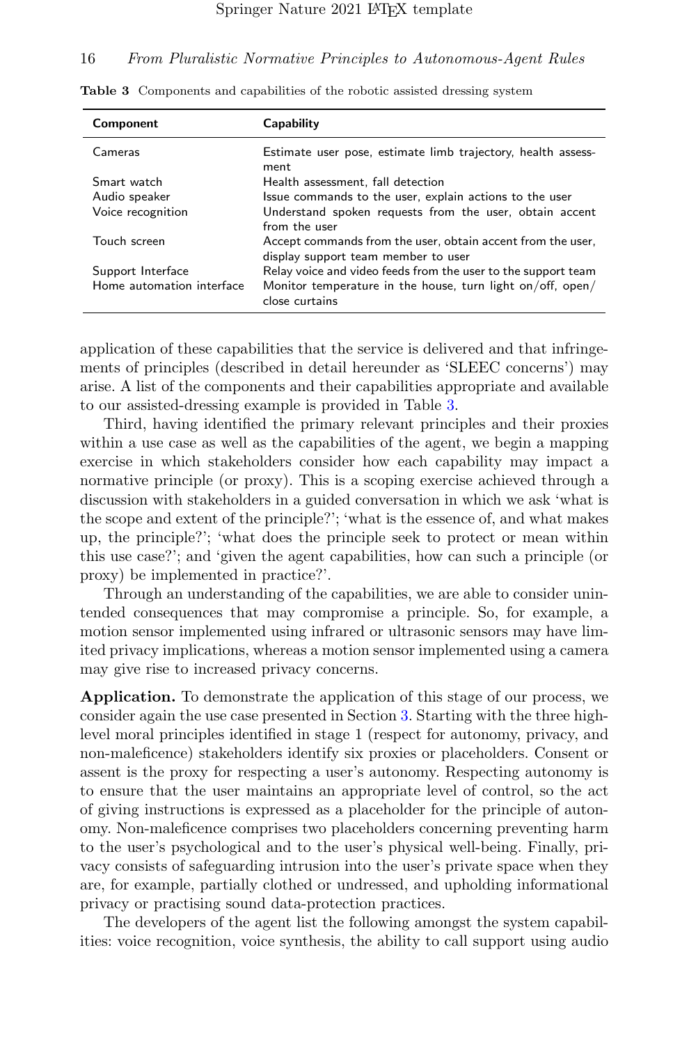**Table 3** Components and capabilities of the robotic assisted dressing system

| Component | Capability |
|---|---|
| Cameras | Estimate user pose, estimate limb trajectory, health assessment |
| Smart watch | Health assessment, fall detection |
| Audio speaker | Issue commands to the user, explain actions to the user |
| Voice recognition | Understand spoken requests from the user, obtain accent from the user |
| Touch screen | Accept commands from the user, obtain accent from the user, display support team member to user |
| Support Interface | Relay voice and video feeds from the user to the support team |
| Home automation interface | Monitor temperature in the house, turn light on/off, open/close curtains |

application of these capabilities that the service is delivered and that infringements of principles (described in detail hereunder as 'SLEEC concerns') may arise. A list of the components and their capabilities appropriate and available to our assisted-dressing example is provided in Table 3.

Third, having identified the primary relevant principles and their proxies within a use case as well as the capabilities of the agent, we begin a mapping exercise in which stakeholders consider how each capability may impact a normative principle (or proxy). This is a scoping exercise achieved through a discussion with stakeholders in a guided conversation in which we ask 'what is the scope and extent of the principle?'; 'what is the essence of, and what makes up, the principle?'; 'what does the principle seek to protect or mean within this use case?'; and 'given the agent capabilities, how can such a principle (or proxy) be implemented in practice?'.

Through an understanding of the capabilities, we are able to consider unintended consequences that may compromise a principle. So, for example, a motion sensor implemented using infrared or ultrasonic sensors may have limited privacy implications, whereas a motion sensor implemented using a camera may give rise to increased privacy concerns.

**Application.** To demonstrate the application of this stage of our process, we consider again the use case presented in Section 3. Starting with the three high-level moral principles identified in stage 1 (respect for autonomy, privacy, and non-maleficence) stakeholders identify six proxies or placeholders. Consent or assent is the proxy for respecting a user's autonomy. Respecting autonomy is to ensure that the user maintains an appropriate level of control, so the act of giving instructions is expressed as a placeholder for the principle of autonomy. Non-maleficence comprises two placeholders concerning preventing harm to the user's psychological and to the user's physical well-being. Finally, privacy consists of safeguarding intrusion into the user's private space when they are, for example, partially clothed or undressed, and upholding informational privacy or practising sound data-protection practices.

The developers of the agent list the following amongst the system capabilities: voice recognition, voice synthesis, the ability to call support using audio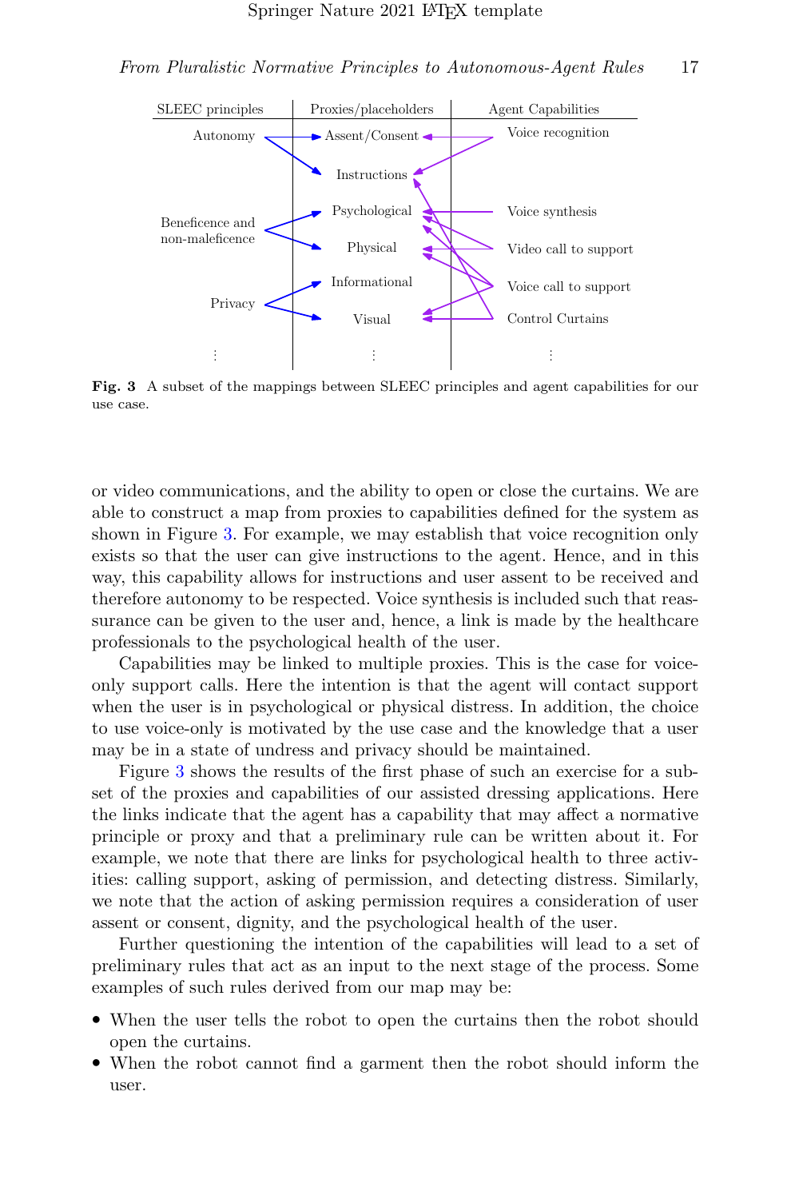| SLEEC principles | Proxies/placeholders | Agent Capabilities |
|---|---|---|
| Autonomy | Assent/Consent | Voice recognition |
| | Instructions | |
| Beneficence and non-maleficence | Psychological | Voice synthesis |
| | Physical | Video call to support |
| Privacy | Informational | Voice call to support |
| | Visual | Control Curtains |
| ⋮ | ⋮ | ⋮ |

**Fig. 3** A subset of the mappings between SLEEC principles and agent capabilities for our use case.

or video communications, and the ability to open or close the curtains. We are able to construct a map from proxies to capabilities defined for the system as shown in Figure 3. For example, we may establish that voice recognition only exists so that the user can give instructions to the agent. Hence, and in this way, this capability allows for instructions and user assent to be received and therefore autonomy to be respected. Voice synthesis is included such that reassurance can be given to the user and, hence, a link is made by the healthcare professionals to the psychological health of the user.

Capabilities may be linked to multiple proxies. This is the case for voice-only support calls. Here the intention is that the agent will contact support when the user is in psychological or physical distress. In addition, the choice to use voice-only is motivated by the use case and the knowledge that a user may be in a state of undress and privacy should be maintained.

Figure 3 shows the results of the first phase of such an exercise for a subset of the proxies and capabilities of our assisted dressing applications. Here the links indicate that the agent has a capability that may affect a normative principle or proxy and that a preliminary rule can be written about it. For example, we note that there are links for psychological health to three activities: calling support, asking of permission, and detecting distress. Similarly, we note that the action of asking permission requires a consideration of user assent or consent, dignity, and the psychological health of the user.

Further questioning the intention of the capabilities will lead to a set of preliminary rules that act as an input to the next stage of the process. Some examples of such rules derived from our map may be:

- When the user tells the robot to open the curtains then the robot should open the curtains.
- When the robot cannot find a garment then the robot should inform the user.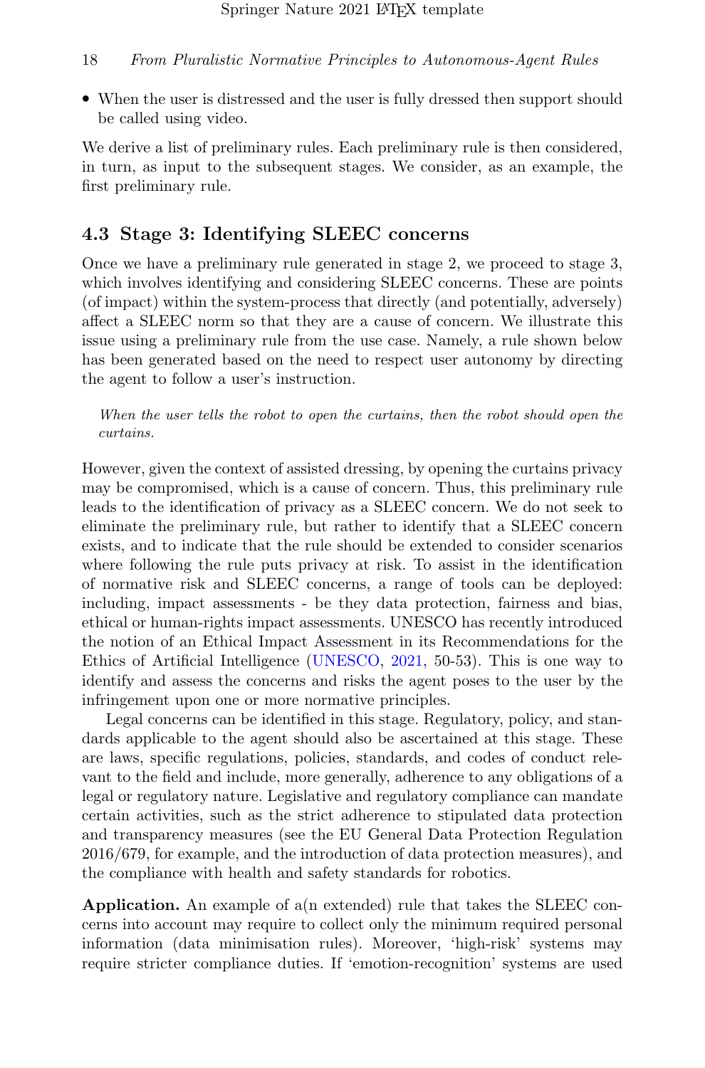- When the user is distressed and the user is fully dressed then support should be called using video.

We derive a list of preliminary rules. Each preliminary rule is then considered, in turn, as input to the subsequent stages. We consider, as an example, the first preliminary rule.

### 4.3 Stage 3: Identifying SLEEC concerns

Once we have a preliminary rule generated in stage 2, we proceed to stage 3, which involves identifying and considering SLEEC concerns. These are points (of impact) within the system-process that directly (and potentially, adversely) affect a SLEEC norm so that they are a cause of concern. We illustrate this issue using a preliminary rule from the use case. Namely, a rule shown below has been generated based on the need to respect user autonomy by directing the agent to follow a user's instruction.

> *When the user tells the robot to open the curtains, then the robot should open the curtains.*

However, given the context of assisted dressing, by opening the curtains privacy may be compromised, which is a cause of concern. Thus, this preliminary rule leads to the identification of privacy as a SLEEC concern. We do not seek to eliminate the preliminary rule, but rather to identify that a SLEEC concern exists, and to indicate that the rule should be extended to consider scenarios where following the rule puts privacy at risk. To assist in the identification of normative risk and SLEEC concerns, a range of tools can be deployed: including, impact assessments - be they data protection, fairness and bias, ethical or human-rights impact assessments. UNESCO has recently introduced the notion of an Ethical Impact Assessment in its Recommendations for the Ethics of Artificial Intelligence (UNESCO, 2021, 50-53). This is one way to identify and assess the concerns and risks the agent poses to the user by the infringement upon one or more normative principles.

Legal concerns can be identified in this stage. Regulatory, policy, and standards applicable to the agent should also be ascertained at this stage. These are laws, specific regulations, policies, standards, and codes of conduct relevant to the field and include, more generally, adherence to any obligations of a legal or regulatory nature. Legislative and regulatory compliance can mandate certain activities, such as the strict adherence to stipulated data protection and transparency measures (see the EU General Data Protection Regulation 2016/679, for example, and the introduction of data protection measures), and the compliance with health and safety standards for robotics.

**Application.** An example of a(n extended) rule that takes the SLEEC concerns into account may require to collect only the minimum required personal information (data minimisation rules). Moreover, 'high-risk' systems may require stricter compliance duties. If 'emotion-recognition' systems are used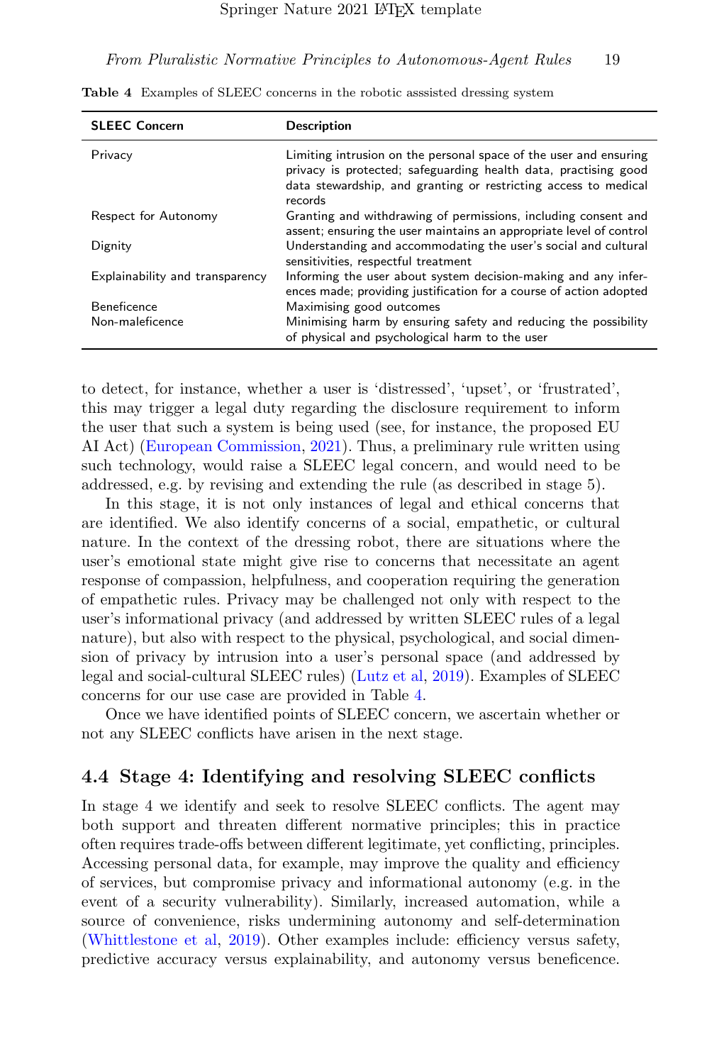**Table 4** Examples of SLEEC concerns in the robotic asssisted dressing system

| SLEEC Concern | Description |
|---|---|
| Privacy | Limiting intrusion on the personal space of the user and ensuring privacy is protected; safeguarding health data, practising good data stewardship, and granting or restricting access to medical records |
| Respect for Autonomy | Granting and withdrawing of permissions, including consent and assent; ensuring the user maintains an appropriate level of control |
| Dignity | Understanding and accommodating the user's social and cultural sensitivities, respectful treatment |
| Explainability and transparency | Informing the user about system decision-making and any inferences made; providing justification for a course of action adopted |
| Beneficence | Maximising good outcomes |
| Non-maleficence | Minimising harm by ensuring safety and reducing the possibility of physical and psychological harm to the user |

to detect, for instance, whether a user is 'distressed', 'upset', or 'frustrated', this may trigger a legal duty regarding the disclosure requirement to inform the user that such a system is being used (see, for instance, the proposed EU AI Act) (European Commission, 2021). Thus, a preliminary rule written using such technology, would raise a SLEEC legal concern, and would need to be addressed, e.g. by revising and extending the rule (as described in stage 5).

In this stage, it is not only instances of legal and ethical concerns that are identified. We also identify concerns of a social, empathetic, or cultural nature. In the context of the dressing robot, there are situations where the user's emotional state might give rise to concerns that necessitate an agent response of compassion, helpfulness, and cooperation requiring the generation of empathetic rules. Privacy may be challenged not only with respect to the user's informational privacy (and addressed by written SLEEC rules of a legal nature), but also with respect to the physical, psychological, and social dimension of privacy by intrusion into a user's personal space (and addressed by legal and social-cultural SLEEC rules) (Lutz et al, 2019). Examples of SLEEC concerns for our use case are provided in Table 4.

Once we have identified points of SLEEC concern, we ascertain whether or not any SLEEC conflicts have arisen in the next stage.

## 4.4 Stage 4: Identifying and resolving SLEEC conflicts

In stage 4 we identify and seek to resolve SLEEC conflicts. The agent may both support and threaten different normative principles; this in practice often requires trade-offs between different legitimate, yet conflicting, principles. Accessing personal data, for example, may improve the quality and efficiency of services, but compromise privacy and informational autonomy (e.g. in the event of a security vulnerability). Similarly, increased automation, while a source of convenience, risks undermining autonomy and self-determination (Whittlestone et al, 2019). Other examples include: efficiency versus safety, predictive accuracy versus explainability, and autonomy versus beneficence.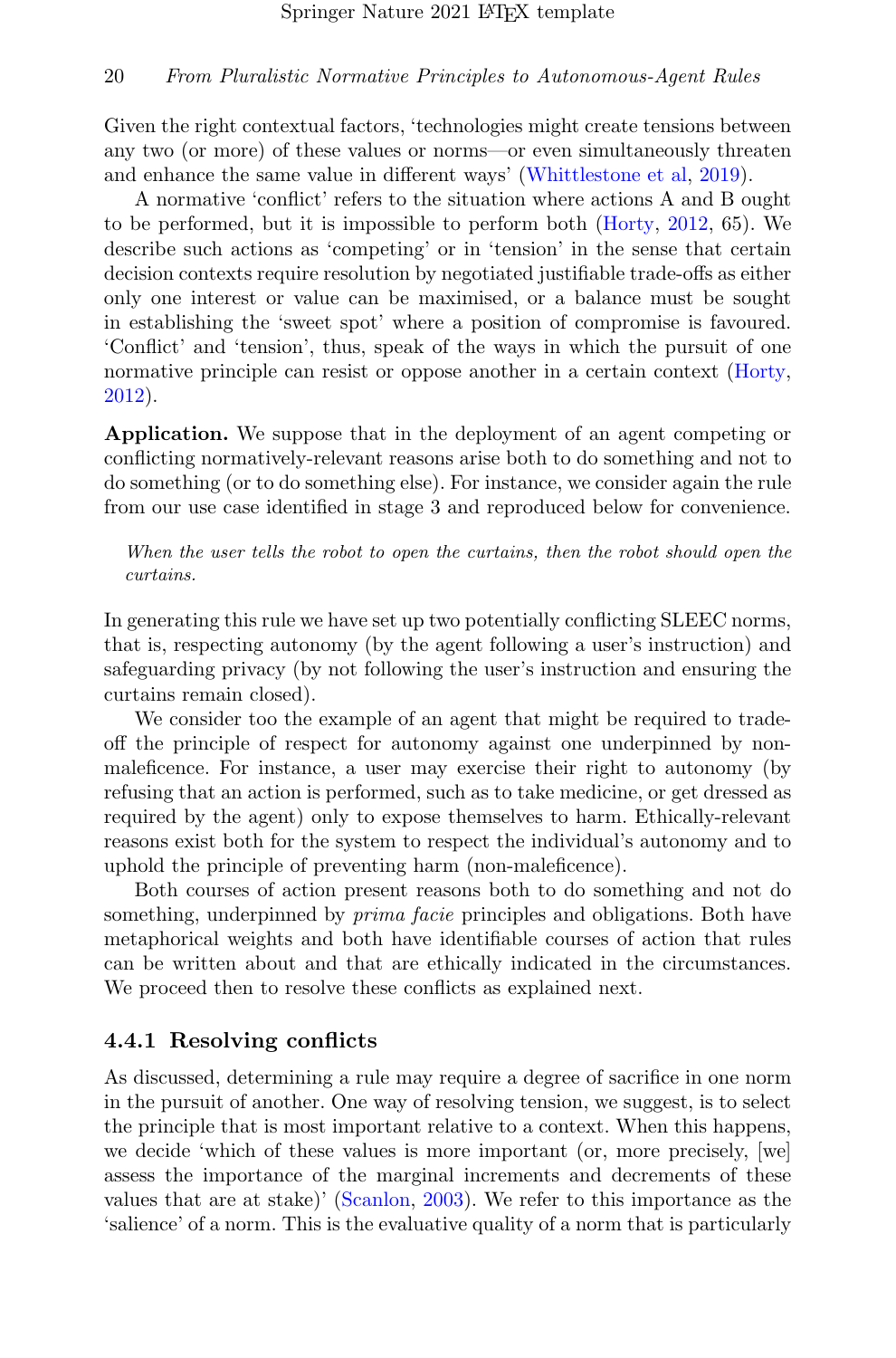Given the right contextual factors, 'technologies might create tensions between any two (or more) of these values or norms—or even simultaneously threaten and enhance the same value in different ways' (Whittlestone et al, 2019).

A normative 'conflict' refers to the situation where actions A and B ought to be performed, but it is impossible to perform both (Horty, 2012, 65). We describe such actions as 'competing' or in 'tension' in the sense that certain decision contexts require resolution by negotiated justifiable trade-offs as either only one interest or value can be maximised, or a balance must be sought in establishing the 'sweet spot' where a position of compromise is favoured. 'Conflict' and 'tension', thus, speak of the ways in which the pursuit of one normative principle can resist or oppose another in a certain context (Horty, 2012).

**Application.** We suppose that in the deployment of an agent competing or conflicting normatively-relevant reasons arise both to do something and not to do something (or to do something else). For instance, we consider again the rule from our use case identified in stage 3 and reproduced below for convenience.

> *When the user tells the robot to open the curtains, then the robot should open the curtains.*

In generating this rule we have set up two potentially conflicting SLEEC norms, that is, respecting autonomy (by the agent following a user's instruction) and safeguarding privacy (by not following the user's instruction and ensuring the curtains remain closed).

We consider too the example of an agent that might be required to trade-off the principle of respect for autonomy against one underpinned by non-maleficence. For instance, a user may exercise their right to autonomy (by refusing that an action is performed, such as to take medicine, or get dressed as required by the agent) only to expose themselves to harm. Ethically-relevant reasons exist both for the system to respect the individual's autonomy and to uphold the principle of preventing harm (non-maleficence).

Both courses of action present reasons both to do something and not do something, underpinned by *prima facie* principles and obligations. Both have metaphorical weights and both have identifiable courses of action that rules can be written about and that are ethically indicated in the circumstances. We proceed then to resolve these conflicts as explained next.

### 4.4.1 Resolving conflicts

As discussed, determining a rule may require a degree of sacrifice in one norm in the pursuit of another. One way of resolving tension, we suggest, is to select the principle that is most important relative to a context. When this happens, we decide 'which of these values is more important (or, more precisely, [we] assess the importance of the marginal increments and decrements of these values that are at stake)' (Scanlon, 2003). We refer to this importance as the 'salience' of a norm. This is the evaluative quality of a norm that is particularly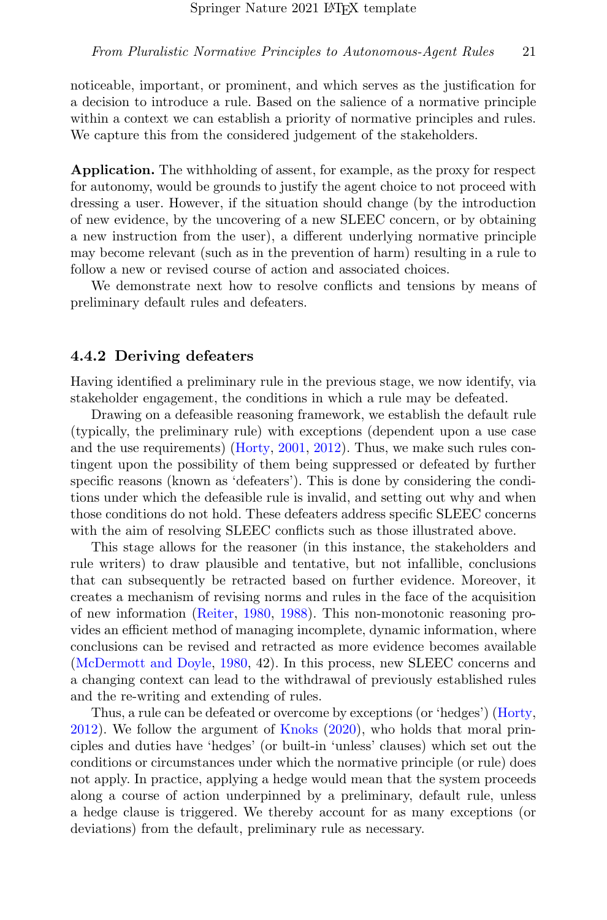noticeable, important, or prominent, and which serves as the justification for a decision to introduce a rule. Based on the salience of a normative principle within a context we can establish a priority of normative principles and rules. We capture this from the considered judgement of the stakeholders.

**Application.** The withholding of assent, for example, as the proxy for respect for autonomy, would be grounds to justify the agent choice to not proceed with dressing a user. However, if the situation should change (by the introduction of new evidence, by the uncovering of a new SLEEC concern, or by obtaining a new instruction from the user), a different underlying normative principle may become relevant (such as in the prevention of harm) resulting in a rule to follow a new or revised course of action and associated choices.

We demonstrate next how to resolve conflicts and tensions by means of preliminary default rules and defeaters.

### 4.4.2 Deriving defeaters

Having identified a preliminary rule in the previous stage, we now identify, via stakeholder engagement, the conditions in which a rule may be defeated.

Drawing on a defeasible reasoning framework, we establish the default rule (typically, the preliminary rule) with exceptions (dependent upon a use case and the use requirements) (Horty, 2001, 2012). Thus, we make such rules contingent upon the possibility of them being suppressed or defeated by further specific reasons (known as 'defeaters'). This is done by considering the conditions under which the defeasible rule is invalid, and setting out why and when those conditions do not hold. These defeaters address specific SLEEC concerns with the aim of resolving SLEEC conflicts such as those illustrated above.

This stage allows for the reasoner (in this instance, the stakeholders and rule writers) to draw plausible and tentative, but not infallible, conclusions that can subsequently be retracted based on further evidence. Moreover, it creates a mechanism of revising norms and rules in the face of the acquisition of new information (Reiter, 1980, 1988). This non-monotonic reasoning provides an efficient method of managing incomplete, dynamic information, where conclusions can be revised and retracted as more evidence becomes available (McDermott and Doyle, 1980, 42). In this process, new SLEEC concerns and a changing context can lead to the withdrawal of previously established rules and the re-writing and extending of rules.

Thus, a rule can be defeated or overcome by exceptions (or 'hedges') (Horty, 2012). We follow the argument of Knoks (2020), who holds that moral principles and duties have 'hedges' (or built-in 'unless' clauses) which set out the conditions or circumstances under which the normative principle (or rule) does not apply. In practice, applying a hedge would mean that the system proceeds along a course of action underpinned by a preliminary, default rule, unless a hedge clause is triggered. We thereby account for as many exceptions (or deviations) from the default, preliminary rule as necessary.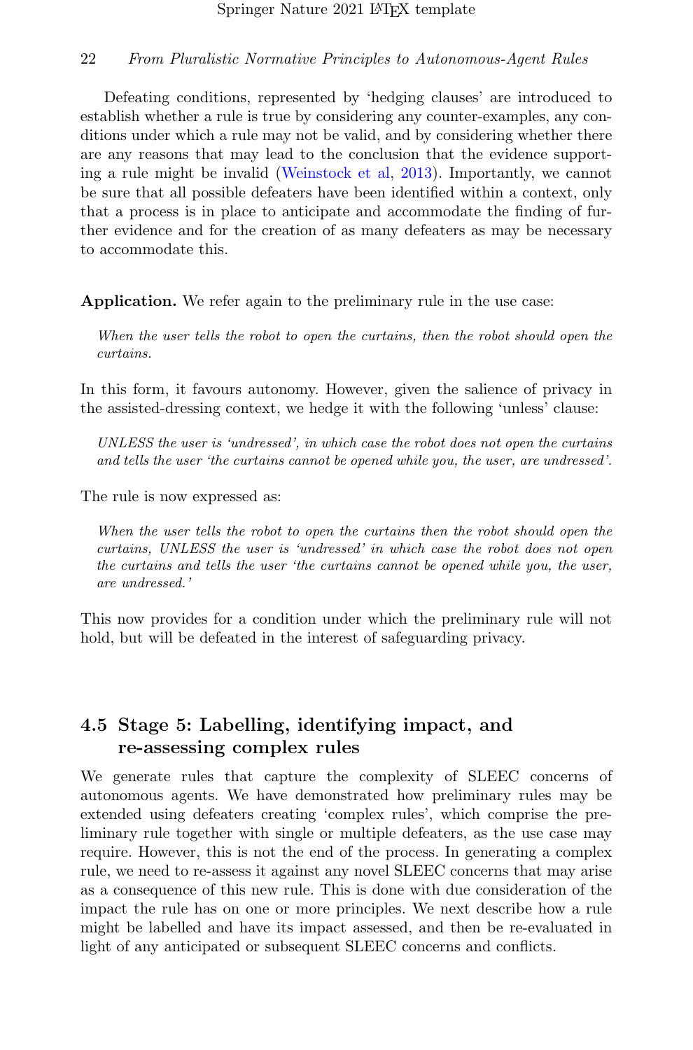Defeating conditions, represented by 'hedging clauses' are introduced to establish whether a rule is true by considering any counter-examples, any conditions under which a rule may not be valid, and by considering whether there are any reasons that may lead to the conclusion that the evidence supporting a rule might be invalid (Weinstock et al, 2013). Importantly, we cannot be sure that all possible defeaters have been identified within a context, only that a process is in place to anticipate and accommodate the finding of further evidence and for the creation of as many defeaters as may be necessary to accommodate this.

**Application.** We refer again to the preliminary rule in the use case:

> *When the user tells the robot to open the curtains, then the robot should open the curtains.*

In this form, it favours autonomy. However, given the salience of privacy in the assisted-dressing context, we hedge it with the following 'unless' clause:

> *UNLESS the user is 'undressed', in which case the robot does not open the curtains and tells the user 'the curtains cannot be opened while you, the user, are undressed'.*

The rule is now expressed as:

> *When the user tells the robot to open the curtains then the robot should open the curtains, UNLESS the user is 'undressed' in which case the robot does not open the curtains and tells the user 'the curtains cannot be opened while you, the user, are undressed.'*

This now provides for a condition under which the preliminary rule will not hold, but will be defeated in the interest of safeguarding privacy.

## 4.5 Stage 5: Labelling, identifying impact, and re-assessing complex rules

We generate rules that capture the complexity of SLEEC concerns of autonomous agents. We have demonstrated how preliminary rules may be extended using defeaters creating 'complex rules', which comprise the preliminary rule together with single or multiple defeaters, as the use case may require. However, this is not the end of the process. In generating a complex rule, we need to re-assess it against any novel SLEEC concerns that may arise as a consequence of this new rule. This is done with due consideration of the impact the rule has on one or more principles. We next describe how a rule might be labelled and have its impact assessed, and then be re-evaluated in light of any anticipated or subsequent SLEEC concerns and conflicts.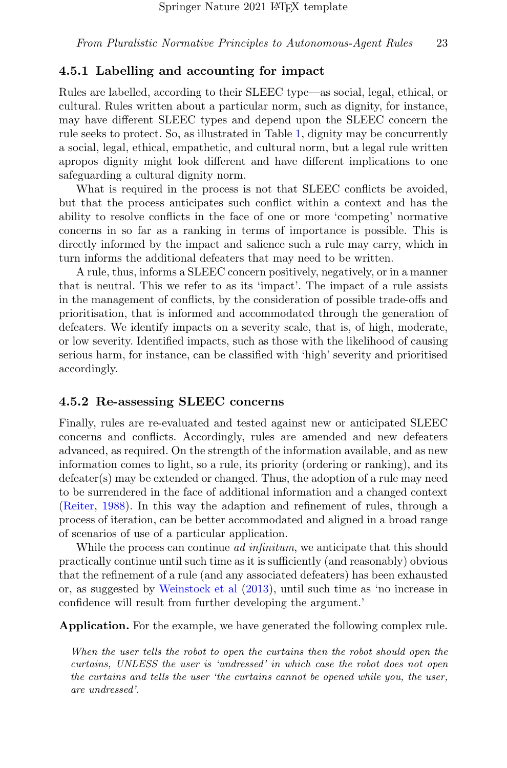### 4.5.1 Labelling and accounting for impact

Rules are labelled, according to their SLEEC type—as social, legal, ethical, or cultural. Rules written about a particular norm, such as dignity, for instance, may have different SLEEC types and depend upon the SLEEC concern the rule seeks to protect. So, as illustrated in Table 1, dignity may be concurrently a social, legal, ethical, empathetic, and cultural norm, but a legal rule written apropos dignity might look different and have different implications to one safeguarding a cultural dignity norm.

What is required in the process is not that SLEEC conflicts be avoided, but that the process anticipates such conflict within a context and has the ability to resolve conflicts in the face of one or more 'competing' normative concerns in so far as a ranking in terms of importance is possible. This is directly informed by the impact and salience such a rule may carry, which in turn informs the additional defeaters that may need to be written.

A rule, thus, informs a SLEEC concern positively, negatively, or in a manner that is neutral. This we refer to as its 'impact'. The impact of a rule assists in the management of conflicts, by the consideration of possible trade-offs and prioritisation, that is informed and accommodated through the generation of defeaters. We identify impacts on a severity scale, that is, of high, moderate, or low severity. Identified impacts, such as those with the likelihood of causing serious harm, for instance, can be classified with 'high' severity and prioritised accordingly.

### 4.5.2 Re-assessing SLEEC concerns

Finally, rules are re-evaluated and tested against new or anticipated SLEEC concerns and conflicts. Accordingly, rules are amended and new defeaters advanced, as required. On the strength of the information available, and as new information comes to light, so a rule, its priority (ordering or ranking), and its defeater(s) may be extended or changed. Thus, the adoption of a rule may need to be surrendered in the face of additional information and a changed context (Reiter, 1988). In this way the adaption and refinement of rules, through a process of iteration, can be better accommodated and aligned in a broad range of scenarios of use of a particular application.

While the process can continue *ad infinitum*, we anticipate that this should practically continue until such time as it is sufficiently (and reasonably) obvious that the refinement of a rule (and any associated defeaters) has been exhausted or, as suggested by Weinstock et al (2013), until such time as 'no increase in confidence will result from further developing the argument.'

**Application.** For the example, we have generated the following complex rule.

> *When the user tells the robot to open the curtains then the robot should open the curtains, UNLESS the user is 'undressed' in which case the robot does not open the curtains and tells the user 'the curtains cannot be opened while you, the user, are undressed'.*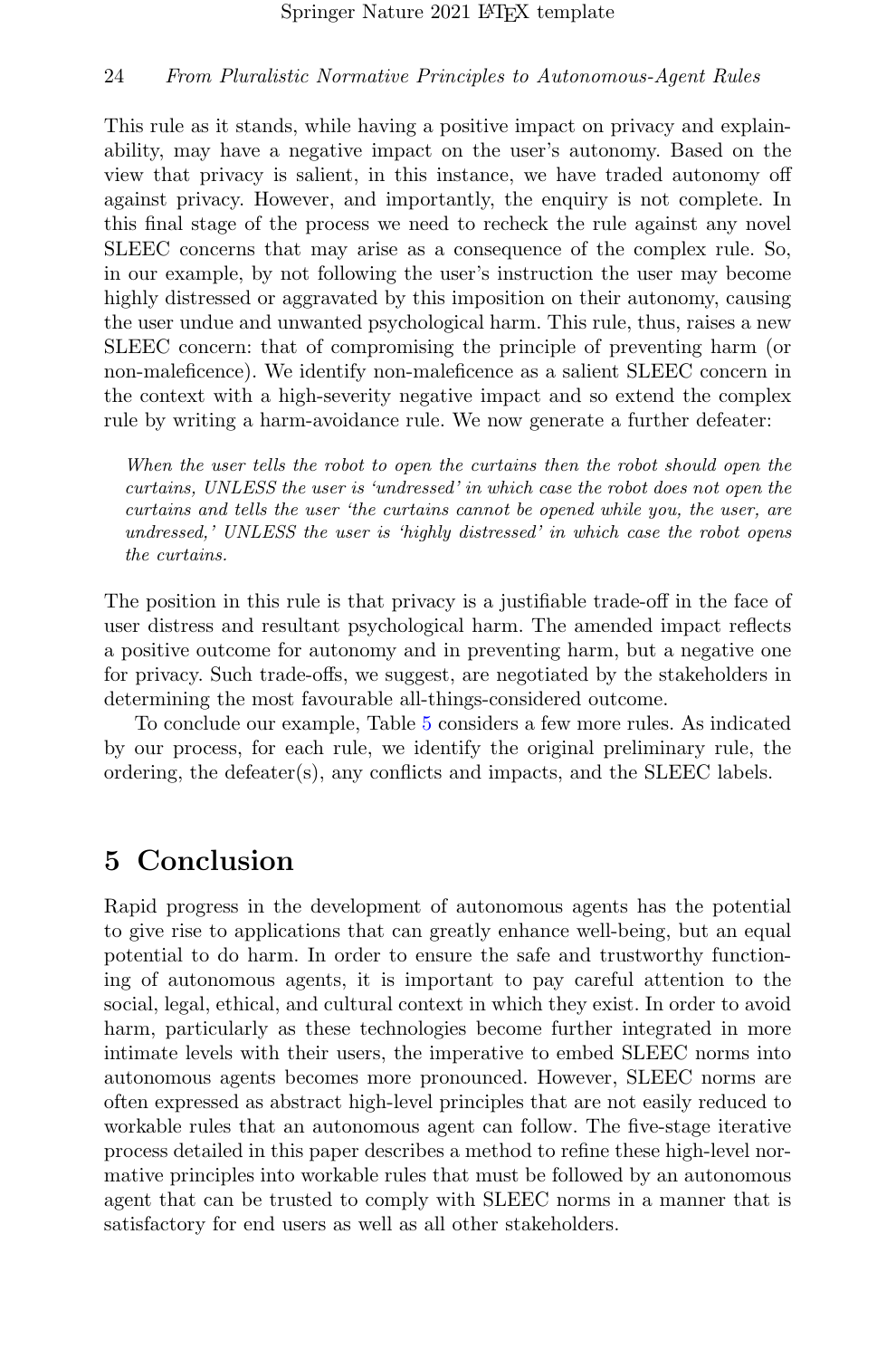This rule as it stands, while having a positive impact on privacy and explainability, may have a negative impact on the user's autonomy. Based on the view that privacy is salient, in this instance, we have traded autonomy off against privacy. However, and importantly, the enquiry is not complete. In this final stage of the process we need to recheck the rule against any novel SLEEC concerns that may arise as a consequence of the complex rule. So, in our example, by not following the user's instruction the user may become highly distressed or aggravated by this imposition on their autonomy, causing the user undue and unwanted psychological harm. This rule, thus, raises a new SLEEC concern: that of compromising the principle of preventing harm (or non-maleficence). We identify non-maleficence as a salient SLEEC concern in the context with a high-severity negative impact and so extend the complex rule by writing a harm-avoidance rule. We now generate a further defeater:

> *When the user tells the robot to open the curtains then the robot should open the curtains, UNLESS the user is 'undressed' in which case the robot does not open the curtains and tells the user 'the curtains cannot be opened while you, the user, are undressed,' UNLESS the user is 'highly distressed' in which case the robot opens the curtains.*

The position in this rule is that privacy is a justifiable trade-off in the face of user distress and resultant psychological harm. The amended impact reflects a positive outcome for autonomy and in preventing harm, but a negative one for privacy. Such trade-offs, we suggest, are negotiated by the stakeholders in determining the most favourable all-things-considered outcome.

To conclude our example, Table 5 considers a few more rules. As indicated by our process, for each rule, we identify the original preliminary rule, the ordering, the defeater(s), any conflicts and impacts, and the SLEEC labels.

# 5 Conclusion

Rapid progress in the development of autonomous agents has the potential to give rise to applications that can greatly enhance well-being, but an equal potential to do harm. In order to ensure the safe and trustworthy functioning of autonomous agents, it is important to pay careful attention to the social, legal, ethical, and cultural context in which they exist. In order to avoid harm, particularly as these technologies become further integrated in more intimate levels with their users, the imperative to embed SLEEC norms into autonomous agents becomes more pronounced. However, SLEEC norms are often expressed as abstract high-level principles that are not easily reduced to workable rules that an autonomous agent can follow. The five-stage iterative process detailed in this paper describes a method to refine these high-level normative principles into workable rules that must be followed by an autonomous agent that can be trusted to comply with SLEEC norms in a manner that is satisfactory for end users as well as all other stakeholders.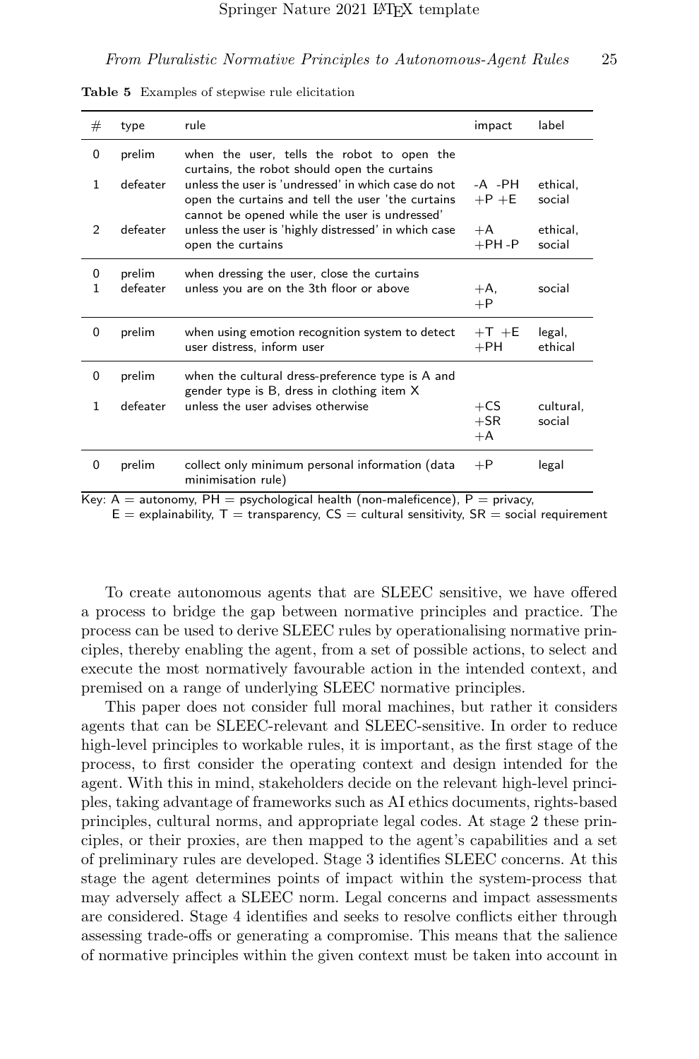**Table 5** Examples of stepwise rule elicitation

| # | type | rule | impact | label |
|---|---|---|---|---|
| 0 | prelim | when the user, tells the robot to open the curtains, the robot should open the curtains | | |
| 1 | defeater | unless the user is 'undressed' in which case do not open the curtains and tell the user 'the curtains cannot be opened while the user is undressed' | -A -PH +P +E | ethical, social |
| 2 | defeater | unless the user is 'highly distressed' in which case open the curtains | +A +PH -P | ethical, social |
| 0 | prelim | when dressing the user, close the curtains | | |
| 1 | defeater | unless you are on the 3th floor or above | +A, +P | social |
| 0 | prelim | when using emotion recognition system to detect user distress, inform user | +T +E +PH | legal, ethical |
| 0 | prelim | when the cultural dress-preference type is A and gender type is B, dress in clothing item X | | |
| 1 | defeater | unless the user advises otherwise | +CS +SR +A | cultural, social |
| 0 | prelim | collect only minimum personal information (data minimisation rule) | +P | legal |

Key: A = autonomy, PH = psychological health (non-maleficence), P = privacy, E = explainability, T = transparency, CS = cultural sensitivity, SR = social requirement

To create autonomous agents that are SLEEC sensitive, we have offered a process to bridge the gap between normative principles and practice. The process can be used to derive SLEEC rules by operationalising normative principles, thereby enabling the agent, from a set of possible actions, to select and execute the most normatively favourable action in the intended context, and premised on a range of underlying SLEEC normative principles.

This paper does not consider full moral machines, but rather it considers agents that can be SLEEC-relevant and SLEEC-sensitive. In order to reduce high-level principles to workable rules, it is important, as the first stage of the process, to first consider the operating context and design intended for the agent. With this in mind, stakeholders decide on the relevant high-level principles, taking advantage of frameworks such as AI ethics documents, rights-based principles, cultural norms, and appropriate legal codes. At stage 2 these principles, or their proxies, are then mapped to the agent's capabilities and a set of preliminary rules are developed. Stage 3 identifies SLEEC concerns. At this stage the agent determines points of impact within the system-process that may adversely affect a SLEEC norm. Legal concerns and impact assessments are considered. Stage 4 identifies and seeks to resolve conflicts either through assessing trade-offs or generating a compromise. This means that the salience of normative principles within the given context must be taken into account in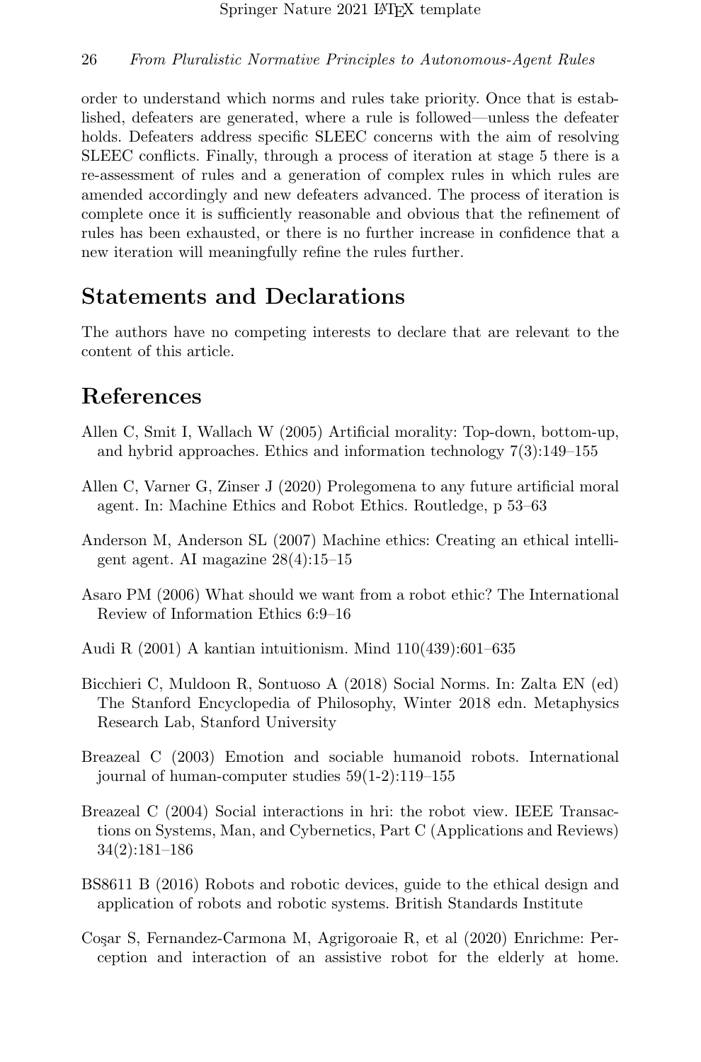order to understand which norms and rules take priority. Once that is established, defeaters are generated, where a rule is followed—unless the defeater holds. Defeaters address specific SLEEC concerns with the aim of resolving SLEEC conflicts. Finally, through a process of iteration at stage 5 there is a re-assessment of rules and a generation of complex rules in which rules are amended accordingly and new defeaters advanced. The process of iteration is complete once it is sufficiently reasonable and obvious that the refinement of rules has been exhausted, or there is no further increase in confidence that a new iteration will meaningfully refine the rules further.

## Statements and Declarations

The authors have no competing interests to declare that are relevant to the content of this article.

## References

Allen C, Smit I, Wallach W (2005) Artificial morality: Top-down, bottom-up, and hybrid approaches. Ethics and information technology 7(3):149–155

Allen C, Varner G, Zinser J (2020) Prolegomena to any future artificial moral agent. In: Machine Ethics and Robot Ethics. Routledge, p 53–63

Anderson M, Anderson SL (2007) Machine ethics: Creating an ethical intelligent agent. AI magazine 28(4):15–15

Asaro PM (2006) What should we want from a robot ethic? The International Review of Information Ethics 6:9–16

Audi R (2001) A kantian intuitionism. Mind 110(439):601–635

Bicchieri C, Muldoon R, Sontuoso A (2018) Social Norms. In: Zalta EN (ed) The Stanford Encyclopedia of Philosophy, Winter 2018 edn. Metaphysics Research Lab, Stanford University

Breazeal C (2003) Emotion and sociable humanoid robots. International journal of human-computer studies 59(1-2):119–155

Breazeal C (2004) Social interactions in hri: the robot view. IEEE Transactions on Systems, Man, and Cybernetics, Part C (Applications and Reviews) 34(2):181–186

BS8611 B (2016) Robots and robotic devices, guide to the ethical design and application of robots and robotic systems. British Standards Institute

Coşar S, Fernandez-Carmona M, Agrigoroaie R, et al (2020) Enrichme: Perception and interaction of an assistive robot for the elderly at home.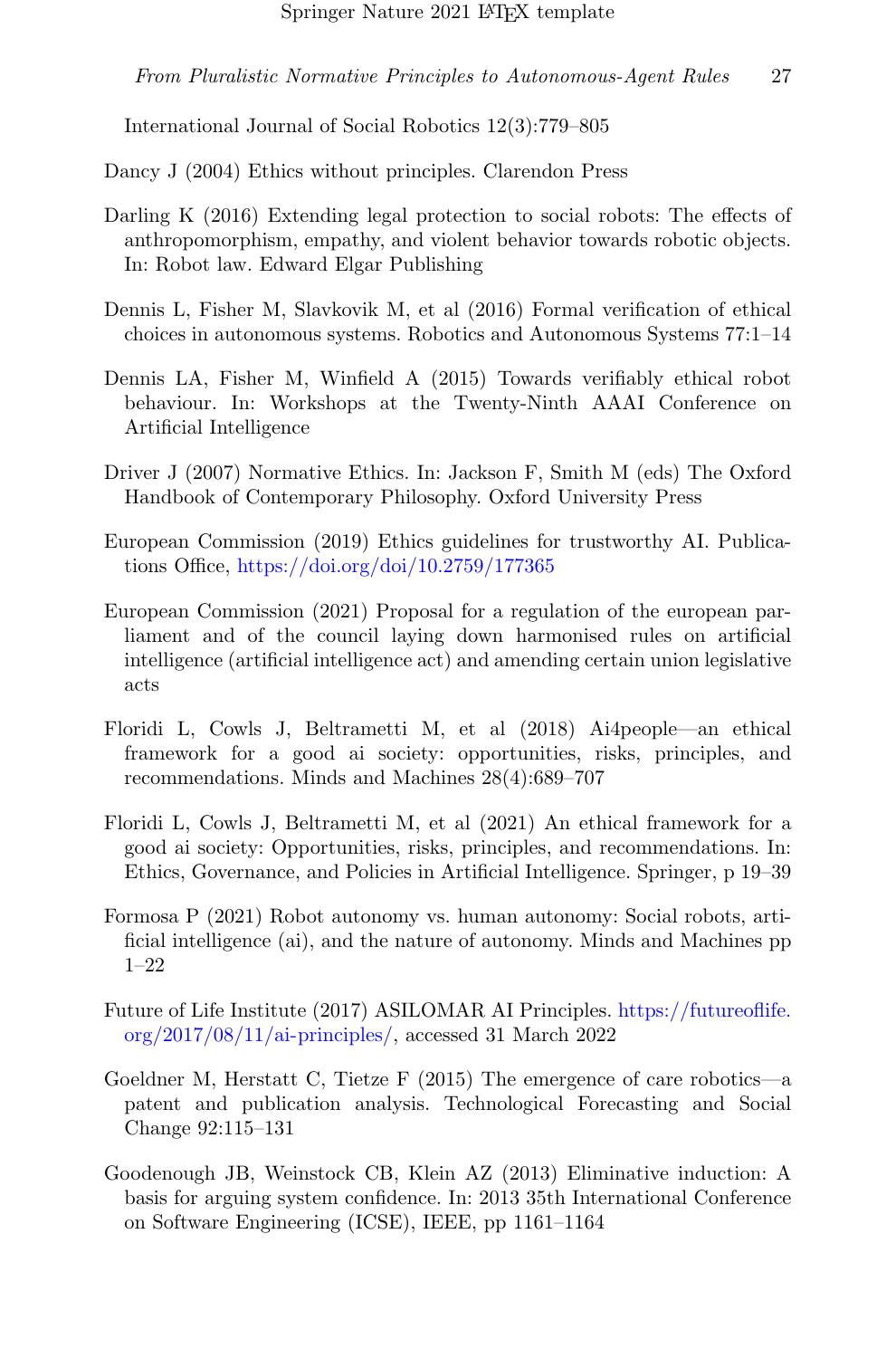International Journal of Social Robotics 12(3):779–805

Dancy J (2004) Ethics without principles. Clarendon Press

Darling K (2016) Extending legal protection to social robots: The effects of anthropomorphism, empathy, and violent behavior towards robotic objects. In: Robot law. Edward Elgar Publishing

Dennis L, Fisher M, Slavkovik M, et al (2016) Formal verification of ethical choices in autonomous systems. Robotics and Autonomous Systems 77:1–14

Dennis LA, Fisher M, Winfield A (2015) Towards verifiably ethical robot behaviour. In: Workshops at the Twenty-Ninth AAAI Conference on Artificial Intelligence

Driver J (2007) Normative Ethics. In: Jackson F, Smith M (eds) The Oxford Handbook of Contemporary Philosophy. Oxford University Press

European Commission (2019) Ethics guidelines for trustworthy AI. Publications Office, https://doi.org/doi/10.2759/177365

European Commission (2021) Proposal for a regulation of the european parliament and of the council laying down harmonised rules on artificial intelligence (artificial intelligence act) and amending certain union legislative acts

Floridi L, Cowls J, Beltrametti M, et al (2018) Ai4people—an ethical framework for a good ai society: opportunities, risks, principles, and recommendations. Minds and Machines 28(4):689–707

Floridi L, Cowls J, Beltrametti M, et al (2021) An ethical framework for a good ai society: Opportunities, risks, principles, and recommendations. In: Ethics, Governance, and Policies in Artificial Intelligence. Springer, p 19–39

Formosa P (2021) Robot autonomy vs. human autonomy: Social robots, artificial intelligence (ai), and the nature of autonomy. Minds and Machines pp 1–22

Future of Life Institute (2017) ASILOMAR AI Principles. https://futureoflife.org/2017/08/11/ai-principles/, accessed 31 March 2022

Goeldner M, Herstatt C, Tietze F (2015) The emergence of care robotics—a patent and publication analysis. Technological Forecasting and Social Change 92:115–131

Goodenough JB, Weinstock CB, Klein AZ (2013) Eliminative induction: A basis for arguing system confidence. In: 2013 35th International Conference on Software Engineering (ICSE), IEEE, pp 1161–1164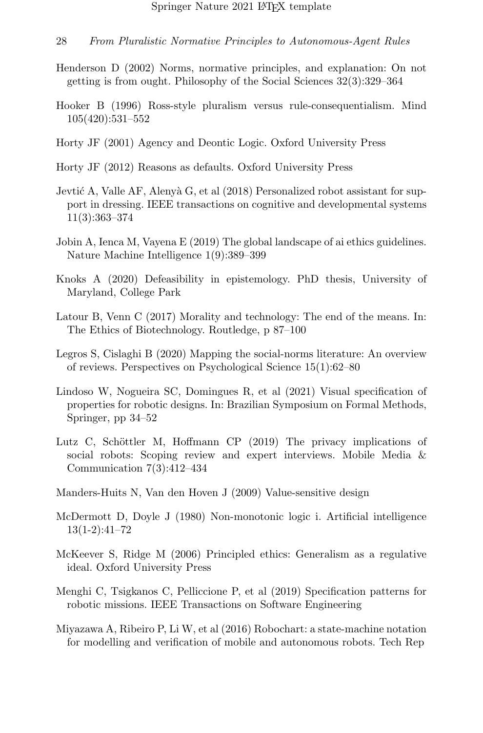Henderson D (2002) Norms, normative principles, and explanation: On not getting is from ought. Philosophy of the Social Sciences 32(3):329–364

Hooker B (1996) Ross-style pluralism versus rule-consequentialism. Mind 105(420):531–552

Horty JF (2001) Agency and Deontic Logic. Oxford University Press

Horty JF (2012) Reasons as defaults. Oxford University Press

Jevtić A, Valle AF, Alenyà G, et al (2018) Personalized robot assistant for support in dressing. IEEE transactions on cognitive and developmental systems 11(3):363–374

Jobin A, Ienca M, Vayena E (2019) The global landscape of ai ethics guidelines. Nature Machine Intelligence 1(9):389–399

Knoks A (2020) Defeasibility in epistemology. PhD thesis, University of Maryland, College Park

Latour B, Venn C (2017) Morality and technology: The end of the means. In: The Ethics of Biotechnology. Routledge, p 87–100

Legros S, Cislaghi B (2020) Mapping the social-norms literature: An overview of reviews. Perspectives on Psychological Science 15(1):62–80

Lindoso W, Nogueira SC, Domingues R, et al (2021) Visual specification of properties for robotic designs. In: Brazilian Symposium on Formal Methods, Springer, pp 34–52

Lutz C, Schöttler M, Hoffmann CP (2019) The privacy implications of social robots: Scoping review and expert interviews. Mobile Media & Communication 7(3):412–434

Manders-Huits N, Van den Hoven J (2009) Value-sensitive design

McDermott D, Doyle J (1980) Non-monotonic logic i. Artificial intelligence 13(1-2):41–72

McKeever S, Ridge M (2006) Principled ethics: Generalism as a regulative ideal. Oxford University Press

Menghi C, Tsigkanos C, Pelliccione P, et al (2019) Specification patterns for robotic missions. IEEE Transactions on Software Engineering

Miyazawa A, Ribeiro P, Li W, et al (2016) Robochart: a state-machine notation for modelling and verification of mobile and autonomous robots. Tech Rep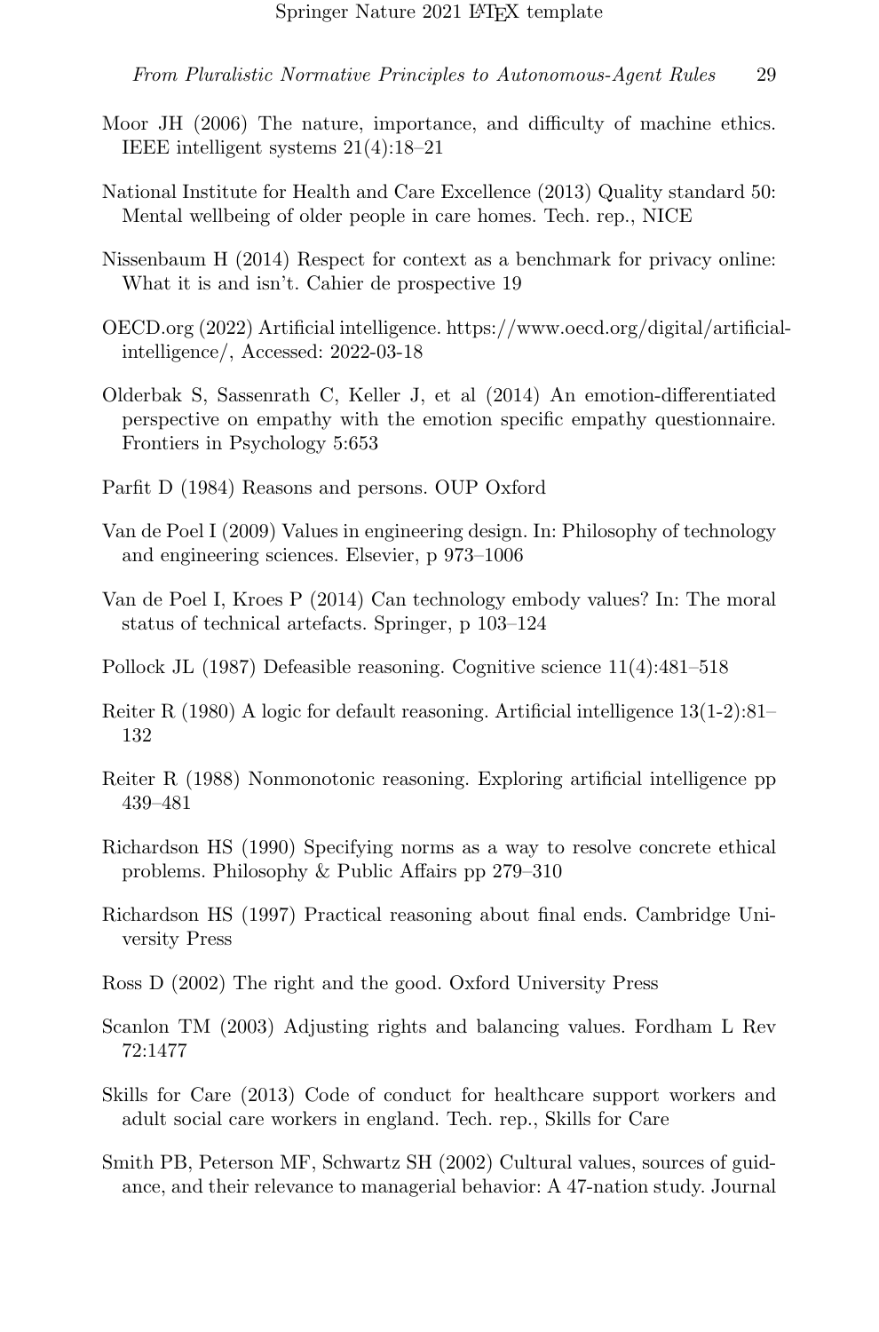Moor JH (2006) The nature, importance, and difficulty of machine ethics. IEEE intelligent systems 21(4):18–21

National Institute for Health and Care Excellence (2013) Quality standard 50: Mental wellbeing of older people in care homes. Tech. rep., NICE

Nissenbaum H (2014) Respect for context as a benchmark for privacy online: What it is and isn't. Cahier de prospective 19

OECD.org (2022) Artificial intelligence. https://www.oecd.org/digital/artificial-intelligence/, Accessed: 2022-03-18

Olderbak S, Sassenrath C, Keller J, et al (2014) An emotion-differentiated perspective on empathy with the emotion specific empathy questionnaire. Frontiers in Psychology 5:653

Parfit D (1984) Reasons and persons. OUP Oxford

Van de Poel I (2009) Values in engineering design. In: Philosophy of technology and engineering sciences. Elsevier, p 973–1006

Van de Poel I, Kroes P (2014) Can technology embody values? In: The moral status of technical artefacts. Springer, p 103–124

Pollock JL (1987) Defeasible reasoning. Cognitive science 11(4):481–518

Reiter R (1980) A logic for default reasoning. Artificial intelligence 13(1-2):81–132

Reiter R (1988) Nonmonotonic reasoning. Exploring artificial intelligence pp 439–481

Richardson HS (1990) Specifying norms as a way to resolve concrete ethical problems. Philosophy & Public Affairs pp 279–310

Richardson HS (1997) Practical reasoning about final ends. Cambridge University Press

Ross D (2002) The right and the good. Oxford University Press

Scanlon TM (2003) Adjusting rights and balancing values. Fordham L Rev 72:1477

Skills for Care (2013) Code of conduct for healthcare support workers and adult social care workers in england. Tech. rep., Skills for Care

Smith PB, Peterson MF, Schwartz SH (2002) Cultural values, sources of guidance, and their relevance to managerial behavior: A 47-nation study. Journal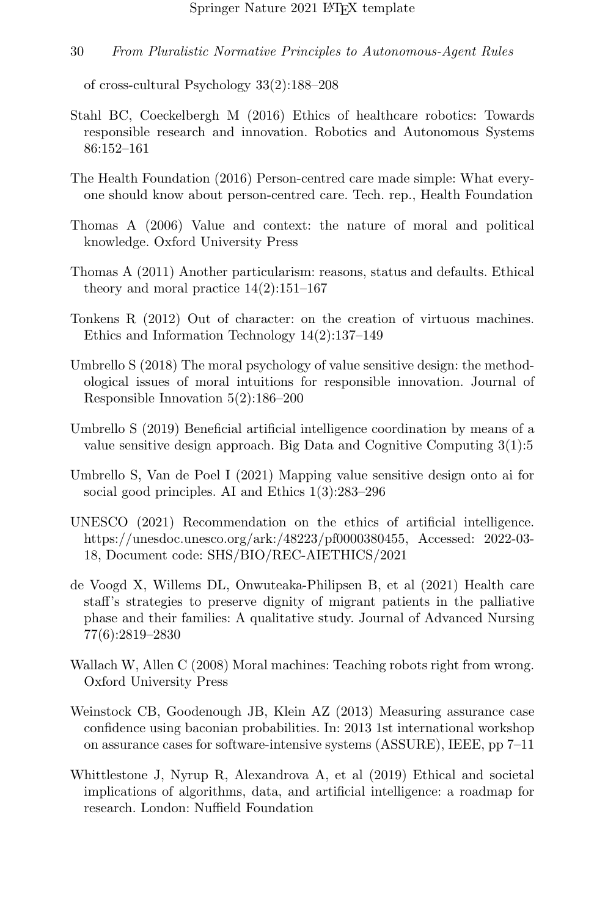of cross-cultural Psychology 33(2):188–208

Stahl BC, Coeckelbergh M (2016) Ethics of healthcare robotics: Towards responsible research and innovation. Robotics and Autonomous Systems 86:152–161

The Health Foundation (2016) Person-centred care made simple: What everyone should know about person-centred care. Tech. rep., Health Foundation

Thomas A (2006) Value and context: the nature of moral and political knowledge. Oxford University Press

Thomas A (2011) Another particularism: reasons, status and defaults. Ethical theory and moral practice 14(2):151–167

Tonkens R (2012) Out of character: on the creation of virtuous machines. Ethics and Information Technology 14(2):137–149

Umbrello S (2018) The moral psychology of value sensitive design: the methodological issues of moral intuitions for responsible innovation. Journal of Responsible Innovation 5(2):186–200

Umbrello S (2019) Beneficial artificial intelligence coordination by means of a value sensitive design approach. Big Data and Cognitive Computing 3(1):5

Umbrello S, Van de Poel I (2021) Mapping value sensitive design onto ai for social good principles. AI and Ethics 1(3):283–296

UNESCO (2021) Recommendation on the ethics of artificial intelligence. https://unesdoc.unesco.org/ark:/48223/pf0000380455, Accessed: 2022-03-18, Document code: SHS/BIO/REC-AIETHICS/2021

de Voogd X, Willems DL, Onwuteaka-Philipsen B, et al (2021) Health care staff's strategies to preserve dignity of migrant patients in the palliative phase and their families: A qualitative study. Journal of Advanced Nursing 77(6):2819–2830

Wallach W, Allen C (2008) Moral machines: Teaching robots right from wrong. Oxford University Press

Weinstock CB, Goodenough JB, Klein AZ (2013) Measuring assurance case confidence using baconian probabilities. In: 2013 1st international workshop on assurance cases for software-intensive systems (ASSURE), IEEE, pp 7–11

Whittlestone J, Nyrup R, Alexandrova A, et al (2019) Ethical and societal implications of algorithms, data, and artificial intelligence: a roadmap for research. London: Nuffield Foundation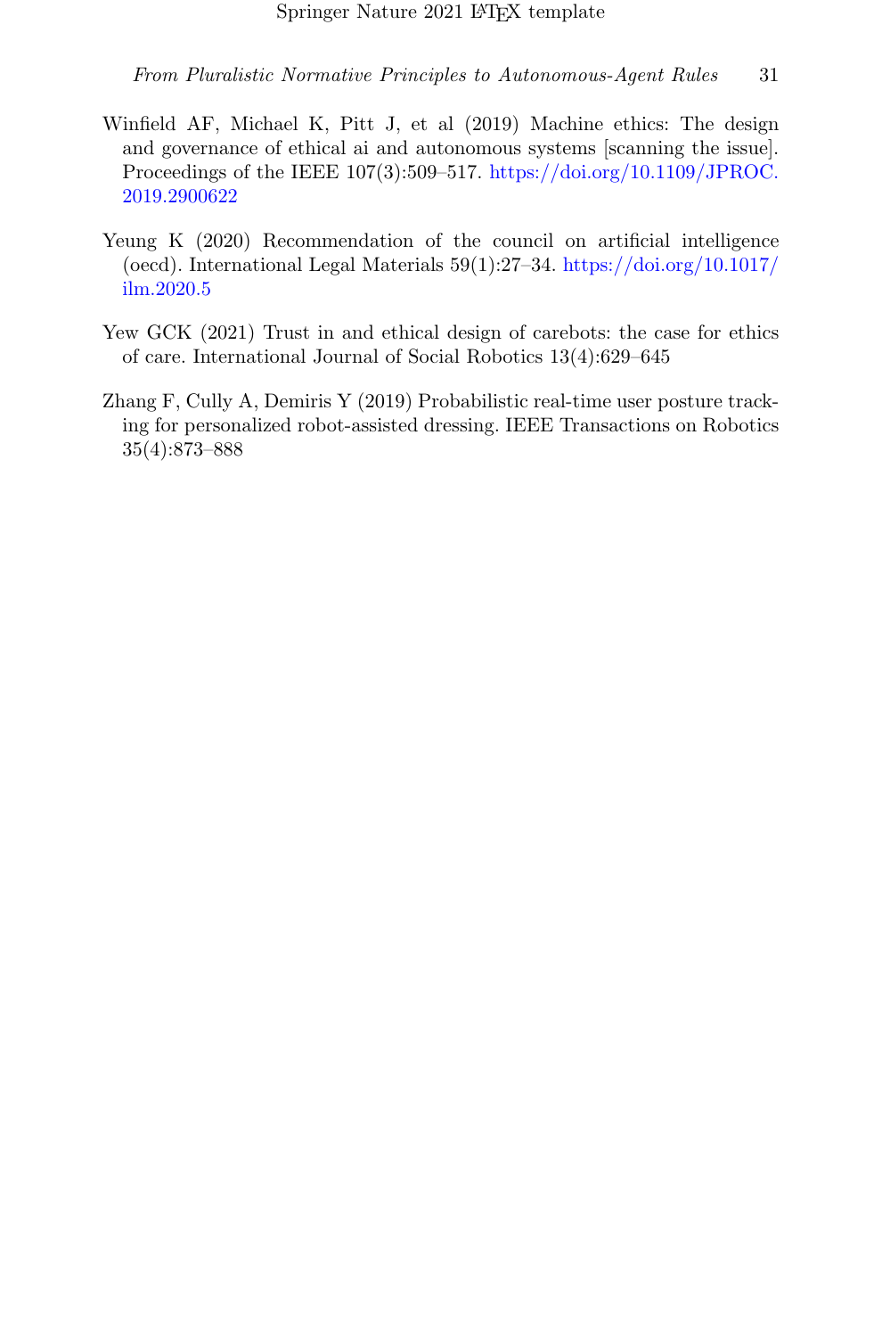Winfield AF, Michael K, Pitt J, et al (2019) Machine ethics: The design and governance of ethical ai and autonomous systems [scanning the issue]. Proceedings of the IEEE 107(3):509–517. https://doi.org/10.1109/JPROC.2019.2900622

Yeung K (2020) Recommendation of the council on artificial intelligence (oecd). International Legal Materials 59(1):27–34. https://doi.org/10.1017/ilm.2020.5

Yew GCK (2021) Trust in and ethical design of carebots: the case for ethics of care. International Journal of Social Robotics 13(4):629–645

Zhang F, Cully A, Demiris Y (2019) Probabilistic real-time user posture tracking for personalized robot-assisted dressing. IEEE Transactions on Robotics 35(4):873–888